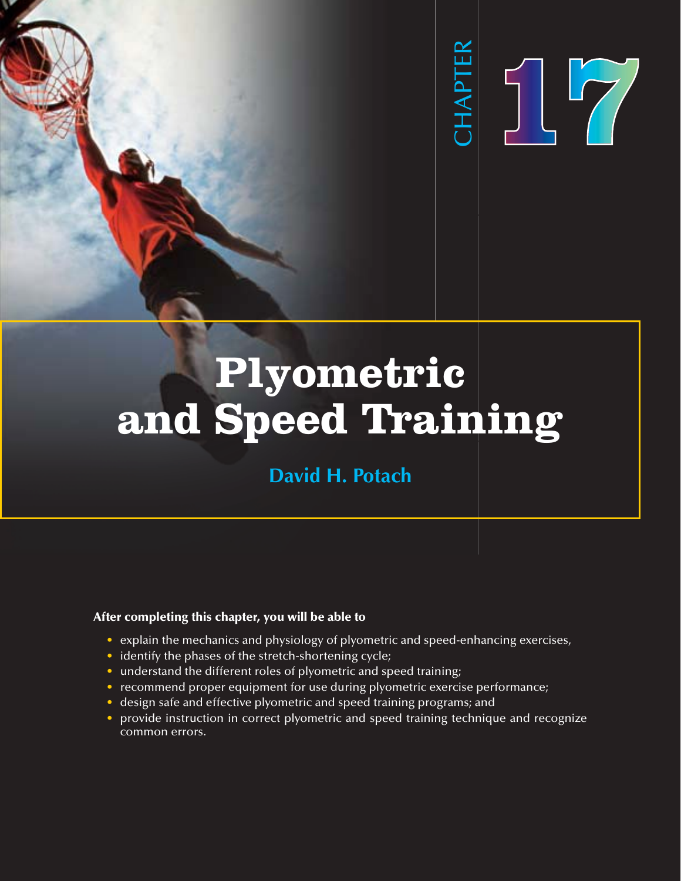CHAPTER 17

# Plyometric and Speed Training

**David H. Potach**

**After completing this chapter, you will be able to**

- explain the mechanics and physiology of plyometric and speed-enhancing exercises,
- identify the phases of the stretch-shortening cycle;
- understand the different roles of plyometric and speed training;
- recommend proper equipment for use during plyometric exercise performance;
- design safe and effective plyometric and speed training programs; and
- provide instruction in correct plyometric and speed training technique and recognize common errors.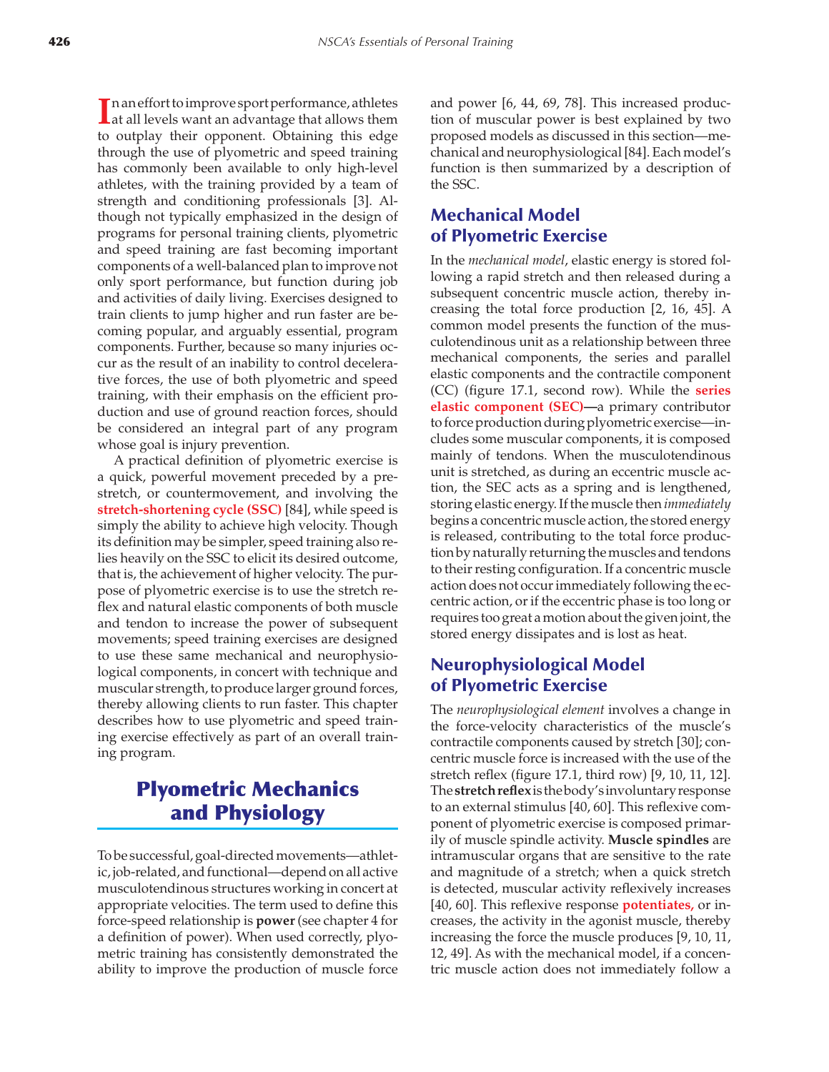In an effort to improve sport performance, athletes at all levels want an advantage that allows them to outplay their opponent. Obtaining this edge through the use of plyometric and speed training has commonly been available to only high-level athletes, with the training provided by a team of strength and conditioning professionals [3]. Although not typically emphasized in the design of programs for personal training clients, plyometric and speed training are fast becoming important components of a well-balanced plan to improve not only sport performance, but function during job and activities of daily living. Exercises designed to train clients to jump higher and run faster are becoming popular, and arguably essential, program components. Further, because so many injuries occur as the result of an inability to control decelerative forces, the use of both plyometric and speed training, with their emphasis on the efficient production and use of ground reaction forces, should be considered an integral part of any program whose goal is injury prevention.

A practical definition of plyometric exercise is a quick, powerful movement preceded by a prestretch, or countermovement, and involving the **stretch-shortening cycle (SSC)** [84], while speed is simply the ability to achieve high velocity. Though its definition may be simpler, speed training also relies heavily on the SSC to elicit its desired outcome, that is, the achievement of higher velocity. The purpose of plyometric exercise is to use the stretch reflex and natural elastic components of both muscle and tendon to increase the power of subsequent movements; speed training exercises are designed to use these same mechanical and neurophysiological components, in concert with technique and muscular strength, to produce larger ground forces, thereby allowing clients to run faster. This chapter describes how to use plyometric and speed training exercise effectively as part of an overall training program.

# Plyometric Mechanics and Physiology

To be successful, goal-directed movements—athletic, job-related, and functional—depend on all active musculotendinous structures working in concert at appropriate velocities. The term used to define this force-speed relationship is **power** (see chapter 4 for a definition of power). When used correctly, plyometric training has consistently demonstrated the ability to improve the production of muscle force and power [6, 44, 69, 78]. This increased production of muscular power is best explained by two proposed models as discussed in this section—mechanical and neurophysiological [84]. Each model's function is then summarized by a description of the SSC.

## Mechanical Model of Plyometric Exercise

In the *mechanical model*, elastic energy is stored following a rapid stretch and then released during a subsequent concentric muscle action, thereby increasing the total force production [2, 16, 45]. A common model presents the function of the musculotendinous unit as a relationship between three mechanical components, the series and parallel elastic components and the contractile component (CC) (figure 17.1, second row). While the **series elastic component (SEC)**—a primary contributor to force production during plyometric exercise—includes some muscular components, it is composed mainly of tendons. When the musculotendinous unit is stretched, as during an eccentric muscle action, the SEC acts as a spring and is lengthened, storing elastic energy. If the muscle then *immediately* begins a concentric muscle action, the stored energy is released, contributing to the total force production by naturally returning the muscles and tendons to their resting configuration. If a concentric muscle action does not occur immediately following the eccentric action, or if the eccentric phase is too long or requires too great a motion about the given joint, the stored energy dissipates and is lost as heat.

## Neurophysiological Model of Plyometric Exercise

The *neurophysiological element* involves a change in the force-velocity characteristics of the muscle's contractile components caused by stretch [30]; concentric muscle force is increased with the use of the stretch reflex (figure 17.1, third row) [9, 10, 11, 12]. The **stretch reflex** is the body's involuntary response to an external stimulus [40, 60]. This reflexive component of plyometric exercise is composed primarily of muscle spindle activity. **Muscle spindles** are intramuscular organs that are sensitive to the rate and magnitude of a stretch; when a quick stretch is detected, muscular activity reflexively increases [40, 60]. This reflexive response **potentiates,** or increases, the activity in the agonist muscle, thereby increasing the force the muscle produces [9, 10, 11, 12, 49]. As with the mechanical model, if a concentric muscle action does not immediately follow a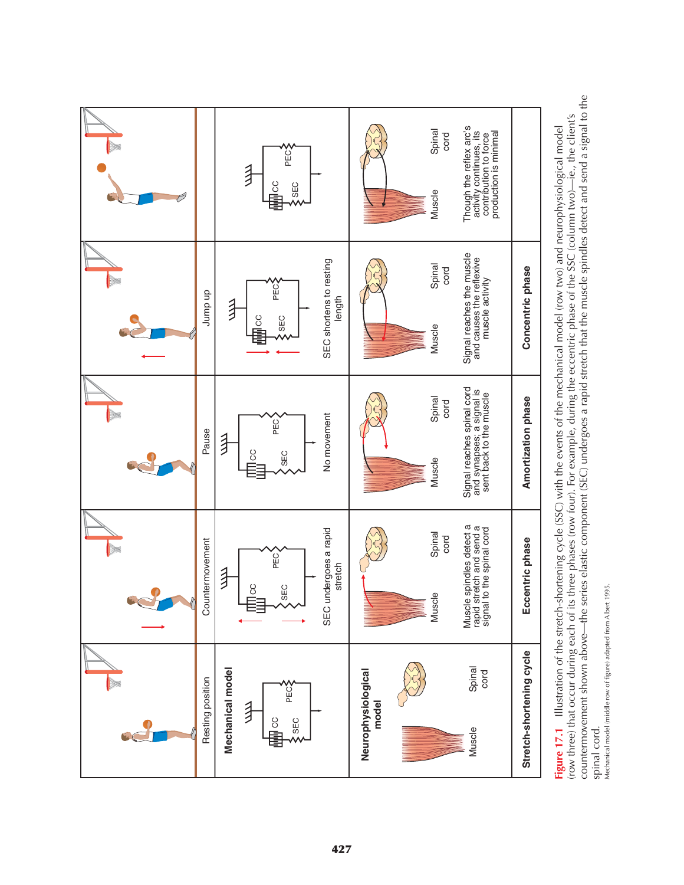| | Resting position | Countermovement | Pause | Jump up | |
|---|---|---|---|---|---|
| **Mechanical model** (CC, SEC, PEC) | | SEC undergoes a rapid stretch | No movement | SEC shortens to resting length | |
| **Neurophysiological model** (Muscle, Spinal cord) | | Muscle spindles detect a rapid stretch and send a signal to the spinal cord | Signal reaches spinal cord and synapses; a signal is sent back to the muscle | Signal reaches the muscle and causes the reflexive muscle activity | Though the reflex arc's activity continues, its contribution to force production is minimal |
| **Stretch-shortening cycle** | | **Eccentric phase** | **Amortization phase** | **Concentric phase** | |

**Figure 17.1** Illustration of the stretch-shortening cycle (SSC) with the events of the mechanical model (row two) and neurophysiological model (row three) that occur during each of its three phases (row four). For example, during the eccentric phase of the SSC (column two)—ie., the client's countermovement shown above—the series elastic component (SEC) undergoes a rapid stretch that the muscle spindles detect and send a signal to the spinal cord.

Mechanical model (middle row of figure) adapted from Albert 1995.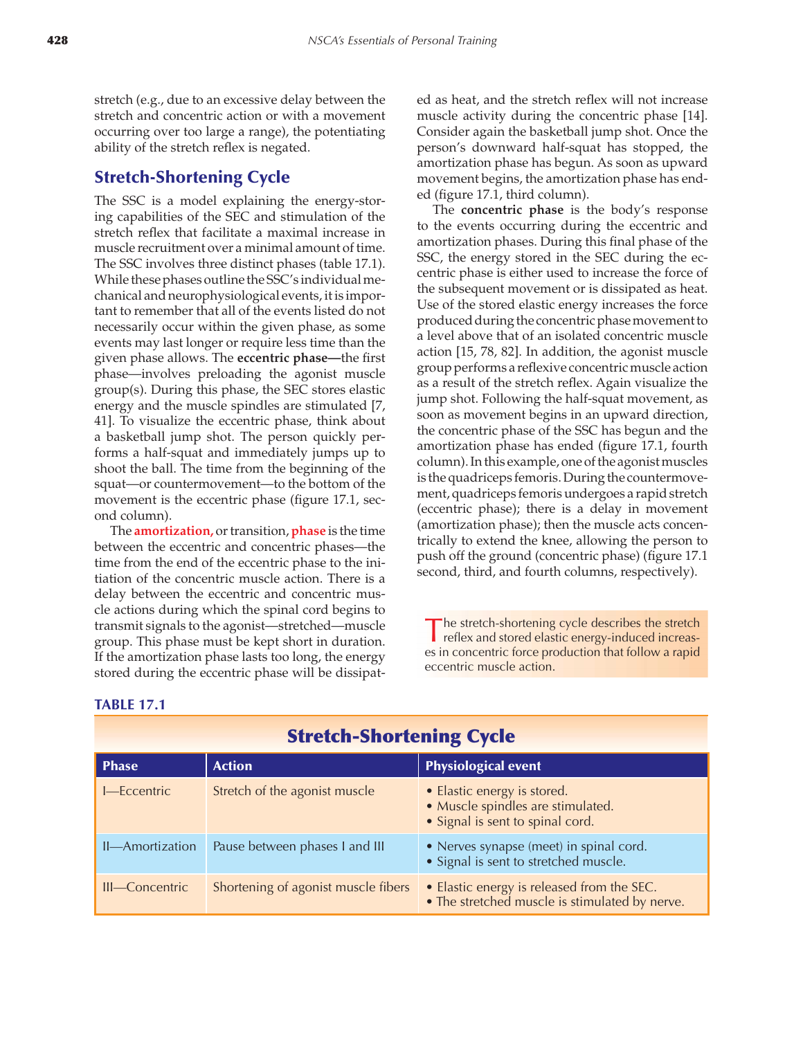stretch (e.g., due to an excessive delay between the stretch and concentric action or with a movement occurring over too large a range), the potentiating ability of the stretch reflex is negated.

## Stretch-Shortening Cycle

The SSC is a model explaining the energy-storing capabilities of the SEC and stimulation of the stretch reflex that facilitate a maximal increase in muscle recruitment over a minimal amount of time. The SSC involves three distinct phases (table 17.1). While these phases outline the SSC's individual mechanical and neurophysiological events, it is important to remember that all of the events listed do not necessarily occur within the given phase, as some events may last longer or require less time than the given phase allows. The **eccentric phase**—the first phase—involves preloading the agonist muscle group(s). During this phase, the SEC stores elastic energy and the muscle spindles are stimulated [7, 41]. To visualize the eccentric phase, think about a basketball jump shot. The person quickly performs a half-squat and immediately jumps up to shoot the ball. The time from the beginning of the squat—or countermovement—to the bottom of the movement is the eccentric phase (figure 17.1, second column).

The **amortization,** or transition, **phase** is the time between the eccentric and concentric phases—the time from the end of the eccentric phase to the initiation of the concentric muscle action. There is a delay between the eccentric and concentric muscle actions during which the spinal cord begins to transmit signals to the agonist—stretched—muscle group. This phase must be kept short in duration. If the amortization phase lasts too long, the energy stored during the eccentric phase will be dissipated as heat, and the stretch reflex will not increase muscle activity during the concentric phase [14]. Consider again the basketball jump shot. Once the person's downward half-squat has stopped, the amortization phase has begun. As soon as upward movement begins, the amortization phase has ended (figure 17.1, third column).

The **concentric phase** is the body's response to the events occurring during the eccentric and amortization phases. During this final phase of the SSC, the energy stored in the SEC during the eccentric phase is either used to increase the force of the subsequent movement or is dissipated as heat. Use of the stored elastic energy increases the force produced during the concentric phase movement to a level above that of an isolated concentric muscle action [15, 78, 82]. In addition, the agonist muscle group performs a reflexive concentric muscle action as a result of the stretch reflex. Again visualize the jump shot. Following the half-squat movement, as soon as movement begins in an upward direction, the concentric phase of the SSC has begun and the amortization phase has ended (figure 17.1, fourth column). In this example, one of the agonist muscles is the quadriceps femoris. During the countermovement, quadriceps femoris undergoes a rapid stretch (eccentric phase); there is a delay in movement (amortization phase); then the muscle acts concentrically to extend the knee, allowing the person to push off the ground (concentric phase) (figure 17.1 second, third, and fourth columns, respectively).

> The stretch-shortening cycle describes the stretch reflex and stored elastic energy-induced increases in concentric force production that follow a rapid eccentric muscle action.

**TABLE 17.1**

**Stretch-Shortening Cycle**

| Phase | Action | Physiological event |
|---|---|---|
| I—Eccentric | Stretch of the agonist muscle | • Elastic energy is stored.<br>• Muscle spindles are stimulated.<br>• Signal is sent to spinal cord. |
| II—Amortization | Pause between phases I and III | • Nerves synapse (meet) in spinal cord.<br>• Signal is sent to stretched muscle. |
| III—Concentric | Shortening of agonist muscle fibers | • Elastic energy is released from the SEC.<br>• The stretched muscle is stimulated by nerve. |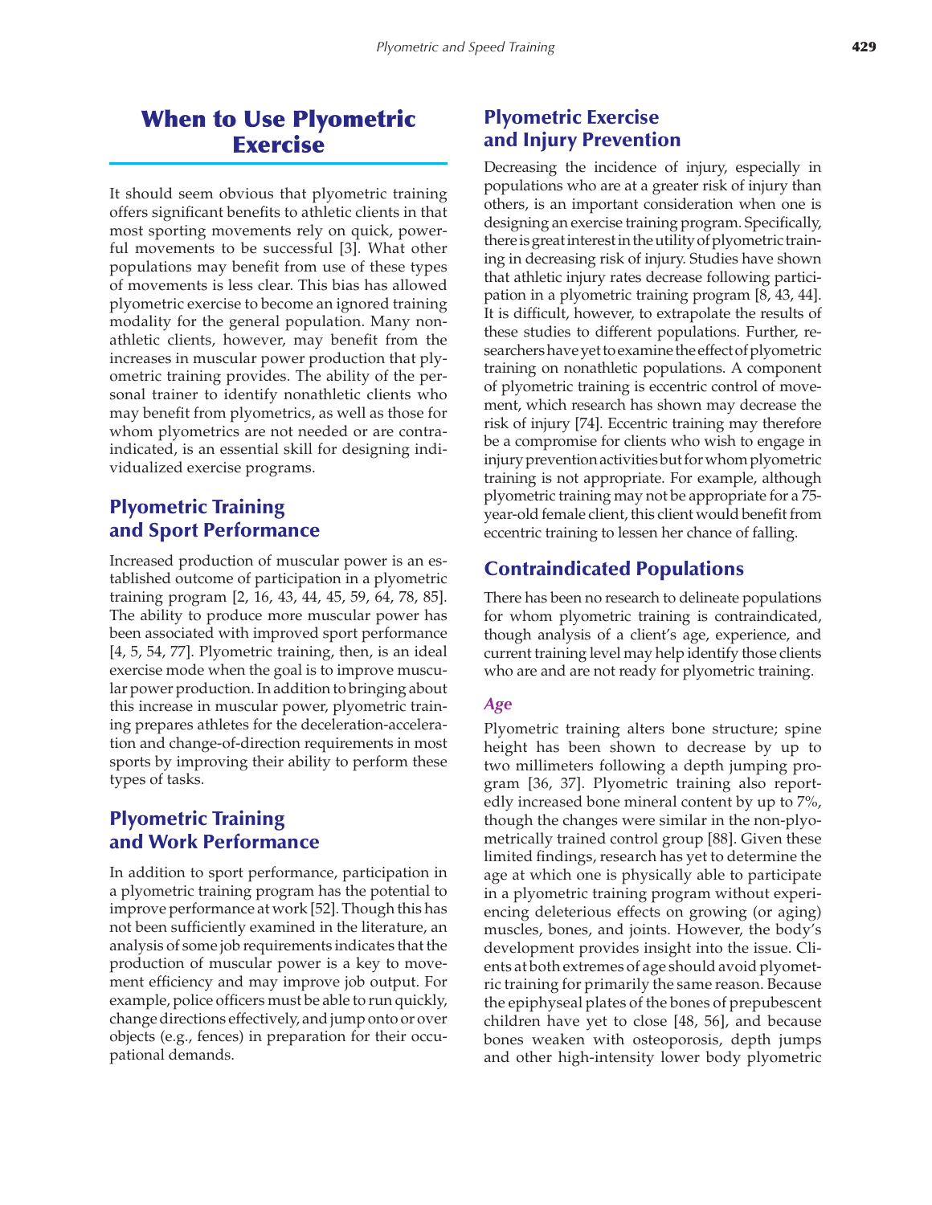## When to Use Plyometric Exercise

It should seem obvious that plyometric training offers significant benefits to athletic clients in that most sporting movements rely on quick, powerful movements to be successful [3]. What other populations may benefit from use of these types of movements is less clear. This bias has allowed plyometric exercise to become an ignored training modality for the general population. Many nonathletic clients, however, may benefit from the increases in muscular power production that plyometric training provides. The ability of the personal trainer to identify nonathletic clients who may benefit from plyometrics, as well as those for whom plyometrics are not needed or are contraindicated, is an essential skill for designing individualized exercise programs.

### Plyometric Training and Sport Performance

Increased production of muscular power is an established outcome of participation in a plyometric training program [2, 16, 43, 44, 45, 59, 64, 78, 85]. The ability to produce more muscular power has been associated with improved sport performance [4, 5, 54, 77]. Plyometric training, then, is an ideal exercise mode when the goal is to improve muscular power production. In addition to bringing about this increase in muscular power, plyometric training prepares athletes for the deceleration-acceleration and change-of-direction requirements in most sports by improving their ability to perform these types of tasks.

### Plyometric Training and Work Performance

In addition to sport performance, participation in a plyometric training program has the potential to improve performance at work [52]. Though this has not been sufficiently examined in the literature, an analysis of some job requirements indicates that the production of muscular power is a key to movement efficiency and may improve job output. For example, police officers must be able to run quickly, change directions effectively, and jump onto or over objects (e.g., fences) in preparation for their occupational demands.

### Plyometric Exercise and Injury Prevention

Decreasing the incidence of injury, especially in populations who are at a greater risk of injury than others, is an important consideration when one is designing an exercise training program. Specifically, there is great interest in the utility of plyometric training in decreasing risk of injury. Studies have shown that athletic injury rates decrease following participation in a plyometric training program [8, 43, 44]. It is difficult, however, to extrapolate the results of these studies to different populations. Further, researchers have yet to examine the effect of plyometric training on nonathletic populations. A component of plyometric training is eccentric control of movement, which research has shown may decrease the risk of injury [74]. Eccentric training may therefore be a compromise for clients who wish to engage in injury prevention activities but for whom plyometric training is not appropriate. For example, although plyometric training may not be appropriate for a 75-year-old female client, this client would benefit from eccentric training to lessen her chance of falling.

### Contraindicated Populations

There has been no research to delineate populations for whom plyometric training is contraindicated, though analysis of a client's age, experience, and current training level may help identify those clients who are and are not ready for plyometric training.

#### *Age*

Plyometric training alters bone structure; spine height has been shown to decrease by up to two millimeters following a depth jumping program [36, 37]. Plyometric training also reportedly increased bone mineral content by up to 7%, though the changes were similar in the non-plyometrically trained control group [88]. Given these limited findings, research has yet to determine the age at which one is physically able to participate in a plyometric training program without experiencing deleterious effects on growing (or aging) muscles, bones, and joints. However, the body's development provides insight into the issue. Clients at both extremes of age should avoid plyometric training for primarily the same reason. Because the epiphyseal plates of the bones of prepubescent children have yet to close [48, 56], and because bones weaken with osteoporosis, depth jumps and other high-intensity lower body plyometric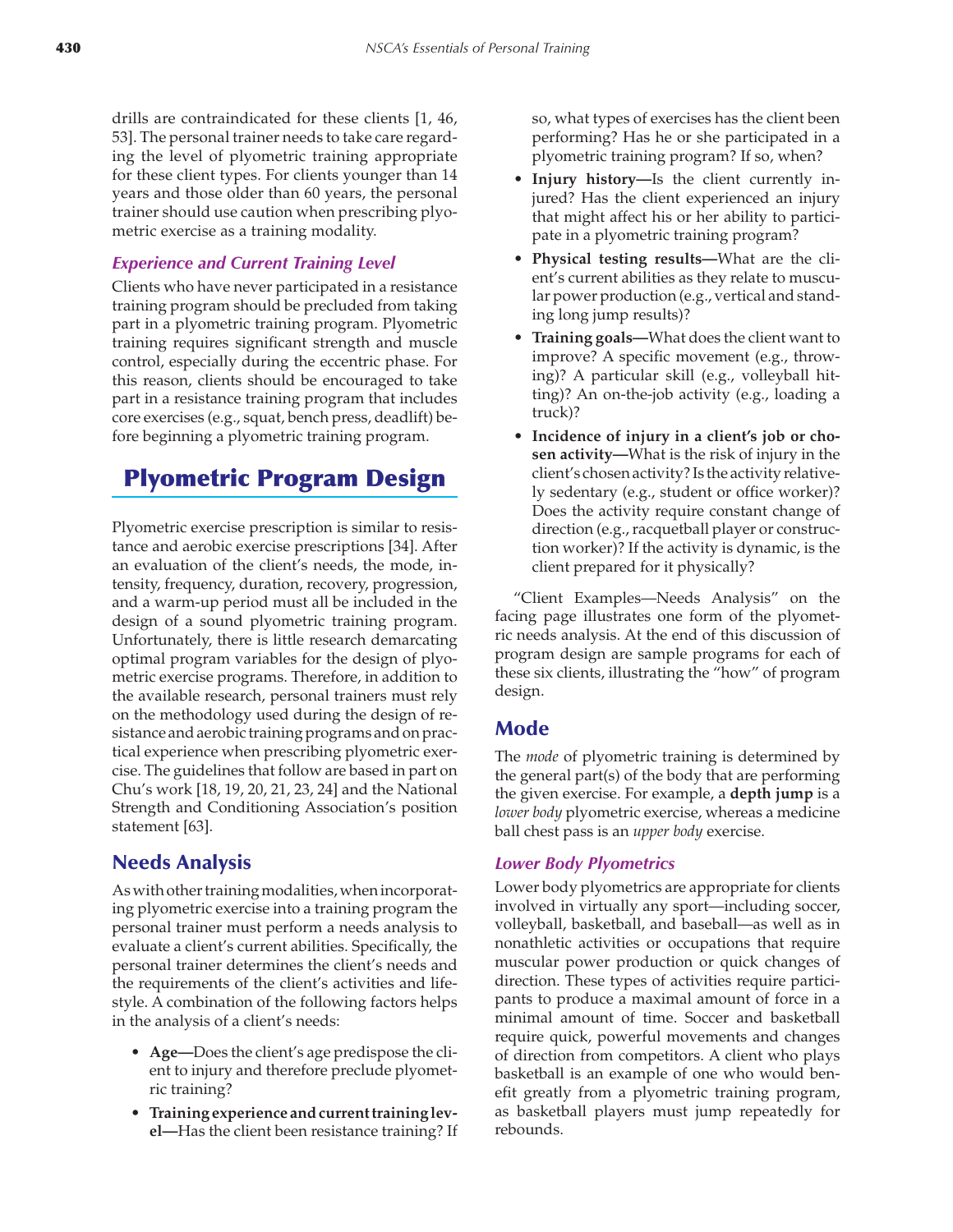drills are contraindicated for these clients [1, 46, 53]. The personal trainer needs to take care regarding the level of plyometric training appropriate for these client types. For clients younger than 14 years and those older than 60 years, the personal trainer should use caution when prescribing plyometric exercise as a training modality.

### *Experience and Current Training Level*

Clients who have never participated in a resistance training program should be precluded from taking part in a plyometric training program. Plyometric training requires significant strength and muscle control, especially during the eccentric phase. For this reason, clients should be encouraged to take part in a resistance training program that includes core exercises (e.g., squat, bench press, deadlift) before beginning a plyometric training program.

# Plyometric Program Design

Plyometric exercise prescription is similar to resistance and aerobic exercise prescriptions [34]. After an evaluation of the client's needs, the mode, intensity, frequency, duration, recovery, progression, and a warm-up period must all be included in the design of a sound plyometric training program. Unfortunately, there is little research demarcating optimal program variables for the design of plyometric exercise programs. Therefore, in addition to the available research, personal trainers must rely on the methodology used during the design of resistance and aerobic training programs and on practical experience when prescribing plyometric exercise. The guidelines that follow are based in part on Chu's work [18, 19, 20, 21, 23, 24] and the National Strength and Conditioning Association's position statement [63].

## Needs Analysis

As with other training modalities, when incorporating plyometric exercise into a training program the personal trainer must perform a needs analysis to evaluate a client's current abilities. Specifically, the personal trainer determines the client's needs and the requirements of the client's activities and lifestyle. A combination of the following factors helps in the analysis of a client's needs:

- **Age—**Does the client's age predispose the client to injury and therefore preclude plyometric training?
- **Training experience and current training level—**Has the client been resistance training? If so, what types of exercises has the client been performing? Has he or she participated in a plyometric training program? If so, when?
- **Injury history—**Is the client currently injured? Has the client experienced an injury that might affect his or her ability to participate in a plyometric training program?
- **Physical testing results—**What are the client's current abilities as they relate to muscular power production (e.g., vertical and standing long jump results)?
- **Training goals—**What does the client want to improve? A specific movement (e.g., throwing)? A particular skill (e.g., volleyball hitting)? An on-the-job activity (e.g., loading a truck)?
- **Incidence of injury in a client's job or chosen activity—**What is the risk of injury in the client's chosen activity? Is the activity relatively sedentary (e.g., student or office worker)? Does the activity require constant change of direction (e.g., racquetball player or construction worker)? If the activity is dynamic, is the client prepared for it physically?

"Client Examples—Needs Analysis" on the facing page illustrates one form of the plyometric needs analysis. At the end of this discussion of program design are sample programs for each of these six clients, illustrating the "how" of program design.

## Mode

The *mode* of plyometric training is determined by the general part(s) of the body that are performing the given exercise. For example, a **depth jump** is a *lower body* plyometric exercise, whereas a medicine ball chest pass is an *upper body* exercise.

### *Lower Body Plyometrics*

Lower body plyometrics are appropriate for clients involved in virtually any sport—including soccer, volleyball, basketball, and baseball—as well as in nonathletic activities or occupations that require muscular power production or quick changes of direction. These types of activities require participants to produce a maximal amount of force in a minimal amount of time. Soccer and basketball require quick, powerful movements and changes of direction from competitors. A client who plays basketball is an example of one who would benefit greatly from a plyometric training program, as basketball players must jump repeatedly for rebounds.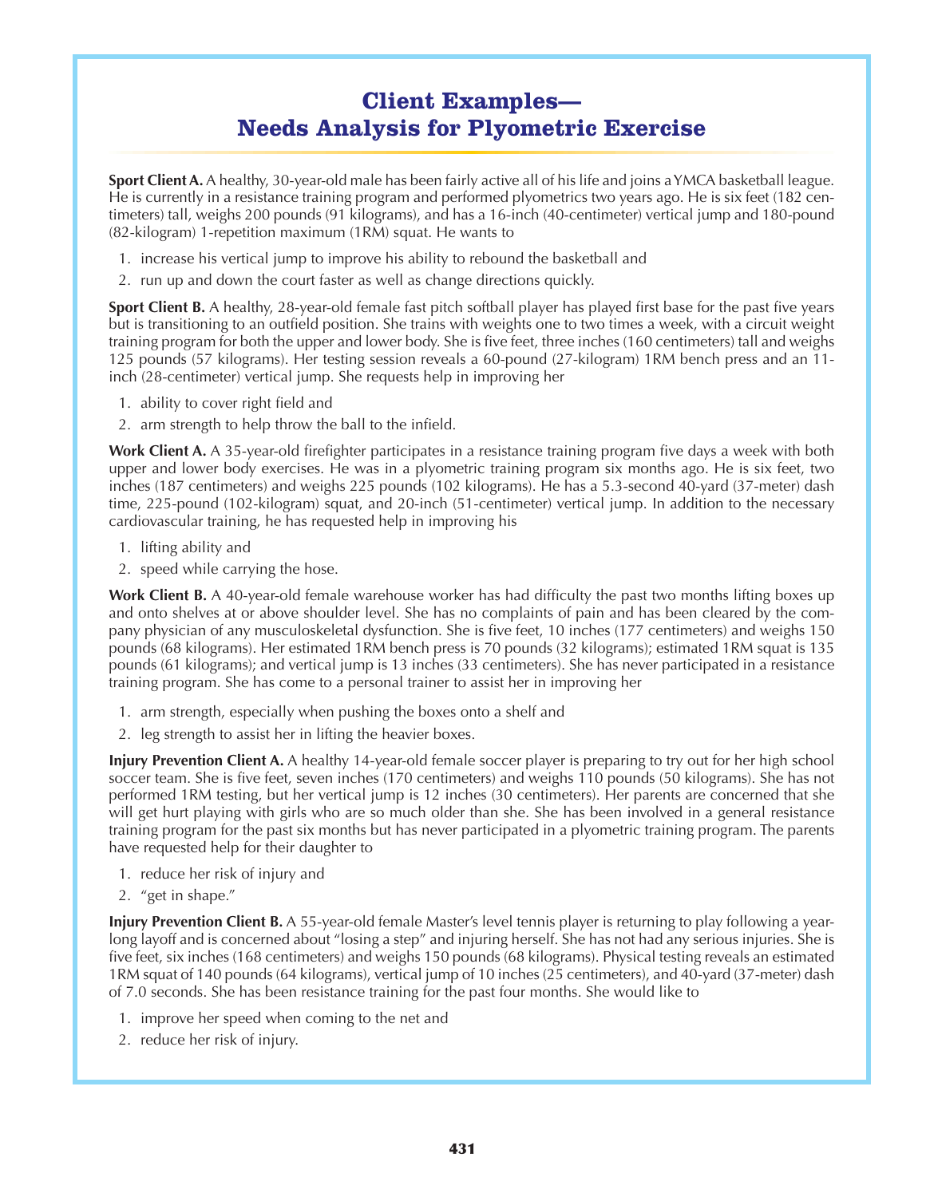# Client Examples—Needs Analysis for Plyometric Exercise

**Sport Client A.** A healthy, 30-year-old male has been fairly active all of his life and joins a YMCA basketball league. He is currently in a resistance training program and performed plyometrics two years ago. He is six feet (182 centimeters) tall, weighs 200 pounds (91 kilograms), and has a 16-inch (40-centimeter) vertical jump and 180-pound (82-kilogram) 1-repetition maximum (1RM) squat. He wants to

1. increase his vertical jump to improve his ability to rebound the basketball and
2. run up and down the court faster as well as change directions quickly.

**Sport Client B.** A healthy, 28-year-old female fast pitch softball player has played first base for the past five years but is transitioning to an outfield position. She trains with weights one to two times a week, with a circuit weight training program for both the upper and lower body. She is five feet, three inches (160 centimeters) tall and weighs 125 pounds (57 kilograms). Her testing session reveals a 60-pound (27-kilogram) 1RM bench press and an 11-inch (28-centimeter) vertical jump. She requests help in improving her

1. ability to cover right field and
2. arm strength to help throw the ball to the infield.

**Work Client A.** A 35-year-old firefighter participates in a resistance training program five days a week with both upper and lower body exercises. He was in a plyometric training program six months ago. He is six feet, two inches (187 centimeters) and weighs 225 pounds (102 kilograms). He has a 5.3-second 40-yard (37-meter) dash time, 225-pound (102-kilogram) squat, and 20-inch (51-centimeter) vertical jump. In addition to the necessary cardiovascular training, he has requested help in improving his

1. lifting ability and
2. speed while carrying the hose.

**Work Client B.** A 40-year-old female warehouse worker has had difficulty the past two months lifting boxes up and onto shelves at or above shoulder level. She has no complaints of pain and has been cleared by the company physician of any musculoskeletal dysfunction. She is five feet, 10 inches (177 centimeters) and weighs 150 pounds (68 kilograms). Her estimated 1RM bench press is 70 pounds (32 kilograms); estimated 1RM squat is 135 pounds (61 kilograms); and vertical jump is 13 inches (33 centimeters). She has never participated in a resistance training program. She has come to a personal trainer to assist her in improving her

1. arm strength, especially when pushing the boxes onto a shelf and
2. leg strength to assist her in lifting the heavier boxes.

**Injury Prevention Client A.** A healthy 14-year-old female soccer player is preparing to try out for her high school soccer team. She is five feet, seven inches (170 centimeters) and weighs 110 pounds (50 kilograms). She has not performed 1RM testing, but her vertical jump is 12 inches (30 centimeters). Her parents are concerned that she will get hurt playing with girls who are so much older than she. She has been involved in a general resistance training program for the past six months but has never participated in a plyometric training program. The parents have requested help for their daughter to

1. reduce her risk of injury and
2. "get in shape."

**Injury Prevention Client B.** A 55-year-old female Master's level tennis player is returning to play following a year-long layoff and is concerned about "losing a step" and injuring herself. She has not had any serious injuries. She is five feet, six inches (168 centimeters) and weighs 150 pounds (68 kilograms). Physical testing reveals an estimated 1RM squat of 140 pounds (64 kilograms), vertical jump of 10 inches (25 centimeters), and 40-yard (37-meter) dash of 7.0 seconds. She has been resistance training for the past four months. She would like to

1. improve her speed when coming to the net and
2. reduce her risk of injury.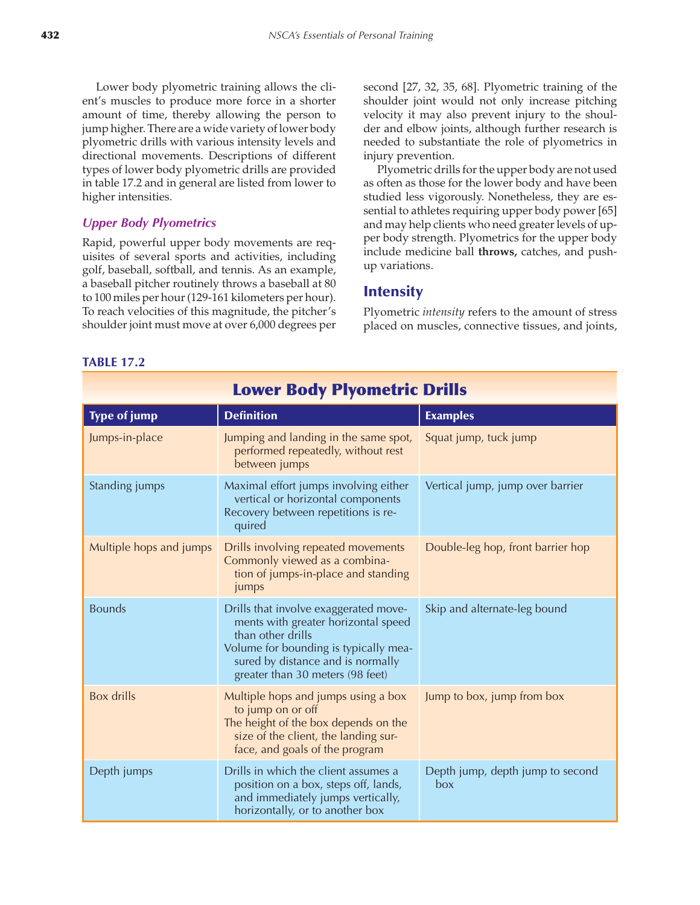Lower body plyometric training allows the client's muscles to produce more force in a shorter amount of time, thereby allowing the person to jump higher. There are a wide variety of lower body plyometric drills with various intensity levels and directional movements. Descriptions of different types of lower body plyometric drills are provided in table 17.2 and in general are listed from lower to higher intensities.

### *Upper Body Plyometrics*

Rapid, powerful upper body movements are requisites of several sports and activities, including golf, baseball, softball, and tennis. As an example, a baseball pitcher routinely throws a baseball at 80 to 100 miles per hour (129-161 kilometers per hour). To reach velocities of this magnitude, the pitcher's shoulder joint must move at over 6,000 degrees per second [27, 32, 35, 68]. Plyometric training of the shoulder joint would not only increase pitching velocity it may also prevent injury to the shoulder and elbow joints, although further research is needed to substantiate the role of plyometrics in injury prevention.

Plyometric drills for the upper body are not used as often as those for the lower body and have been studied less vigorously. Nonetheless, they are essential to athletes requiring upper body power [65] and may help clients who need greater levels of upper body strength. Plyometrics for the upper body include medicine ball **throws,** catches, and push-up variations.

## Intensity

Plyometric *intensity* refers to the amount of stress placed on muscles, connective tissues, and joints,

**TABLE 17.2**

**Lower Body Plyometric Drills**

| Type of jump | Definition | Examples |
|---|---|---|
| Jumps-in-place | Jumping and landing in the same spot, performed repeatedly, without rest between jumps | Squat jump, tuck jump |
| Standing jumps | Maximal effort jumps involving either vertical or horizontal components<br>Recovery between repetitions is required | Vertical jump, jump over barrier |
| Multiple hops and jumps | Drills involving repeated movements<br>Commonly viewed as a combination of jumps-in-place and standing jumps | Double-leg hop, front barrier hop |
| Bounds | Drills that involve exaggerated movements with greater horizontal speed than other drills<br>Volume for bounding is typically measured by distance and is normally greater than 30 meters (98 feet) | Skip and alternate-leg bound |
| Box drills | Multiple hops and jumps using a box to jump on or off<br>The height of the box depends on the size of the client, the landing surface, and goals of the program | Jump to box, jump from box |
| Depth jumps | Drills in which the client assumes a position on a box, steps off, lands, and immediately jumps vertically, horizontally, or to another box | Depth jump, depth jump to second box |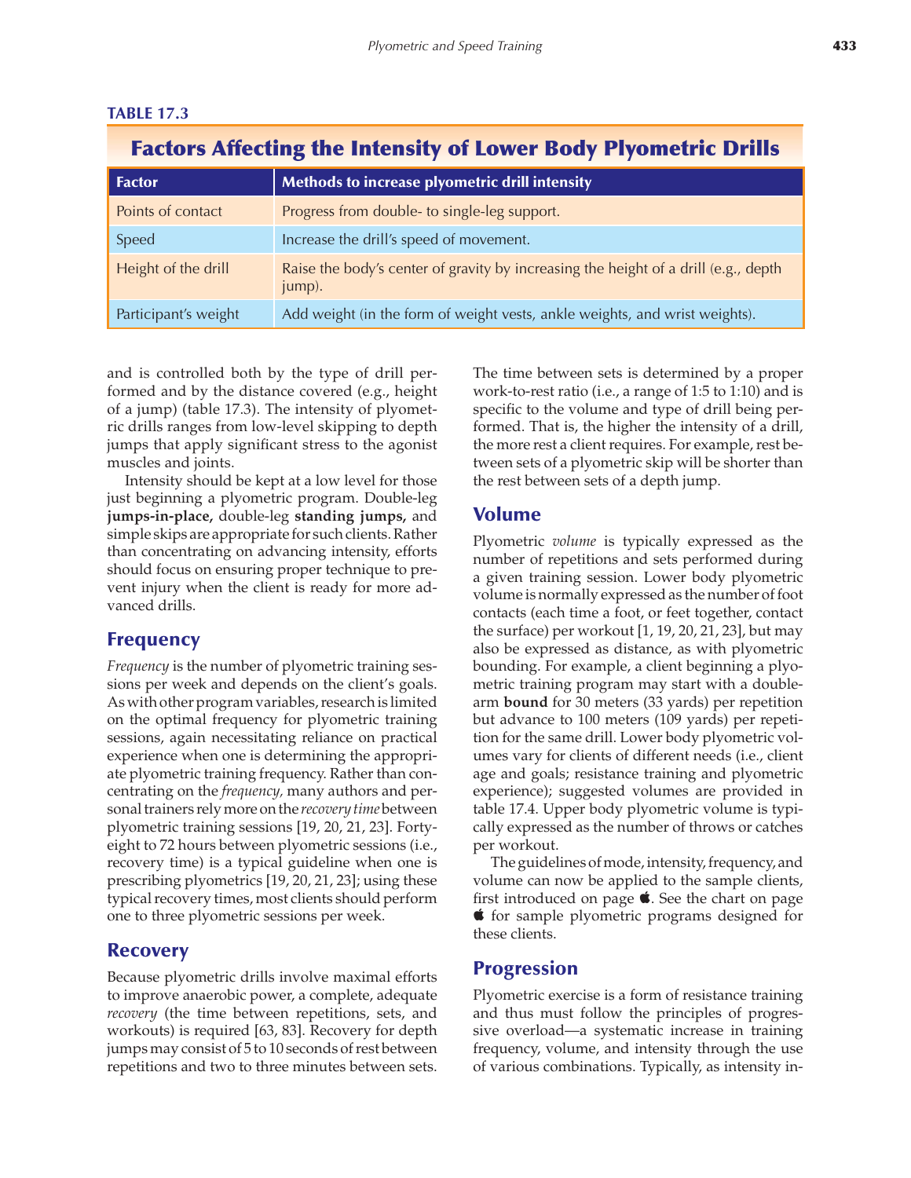**TABLE 17.3**

## Factors Affecting the Intensity of Lower Body Plyometric Drills

| Factor | Methods to increase plyometric drill intensity |
|---|---|
| Points of contact | Progress from double- to single-leg support. |
| Speed | Increase the drill's speed of movement. |
| Height of the drill | Raise the body's center of gravity by increasing the height of a drill (e.g., depth jump). |
| Participant's weight | Add weight (in the form of weight vests, ankle weights, and wrist weights). |

and is controlled both by the type of drill performed and by the distance covered (e.g., height of a jump) (table 17.3). The intensity of plyometric drills ranges from low-level skipping to depth jumps that apply significant stress to the agonist muscles and joints.

Intensity should be kept at a low level for those just beginning a plyometric program. Double-leg **jumps-in-place,** double-leg **standing jumps,** and simple skips are appropriate for such clients. Rather than concentrating on advancing intensity, efforts should focus on ensuring proper technique to prevent injury when the client is ready for more advanced drills.

### Frequency

*Frequency* is the number of plyometric training sessions per week and depends on the client's goals. As with other program variables, research is limited on the optimal frequency for plyometric training sessions, again necessitating reliance on practical experience when one is determining the appropriate plyometric training frequency. Rather than concentrating on the *frequency,* many authors and personal trainers rely more on the *recovery time* between plyometric training sessions [19, 20, 21, 23]. Forty-eight to 72 hours between plyometric sessions (i.e., recovery time) is a typical guideline when one is prescribing plyometrics [19, 20, 21, 23]; using these typical recovery times, most clients should perform one to three plyometric sessions per week.

### Recovery

Because plyometric drills involve maximal efforts to improve anaerobic power, a complete, adequate *recovery* (the time between repetitions, sets, and workouts) is required [63, 83]. Recovery for depth jumps may consist of 5 to 10 seconds of rest between repetitions and two to three minutes between sets. The time between sets is determined by a proper work-to-rest ratio (i.e., a range of 1:5 to 1:10) and is specific to the volume and type of drill being performed. That is, the higher the intensity of a drill, the more rest a client requires. For example, rest between sets of a plyometric skip will be shorter than the rest between sets of a depth jump.

### Volume

Plyometric *volume* is typically expressed as the number of repetitions and sets performed during a given training session. Lower body plyometric volume is normally expressed as the number of foot contacts (each time a foot, or feet together, contact the surface) per workout [1, 19, 20, 21, 23], but may also be expressed as distance, as with plyometric bounding. For example, a client beginning a plyometric training program may start with a double-arm **bound** for 30 meters (33 yards) per repetition but advance to 100 meters (109 yards) per repetition for the same drill. Lower body plyometric volumes vary for clients of different needs (i.e., client age and goals; resistance training and plyometric experience); suggested volumes are provided in table 17.4. Upper body plyometric volume is typically expressed as the number of throws or catches per workout.

The guidelines of mode, intensity, frequency, and volume can now be applied to the sample clients, first introduced on page . See the chart on page  for sample plyometric programs designed for these clients.

### Progression

Plyometric exercise is a form of resistance training and thus must follow the principles of progressive overload—a systematic increase in training frequency, volume, and intensity through the use of various combinations. Typically, as intensity in-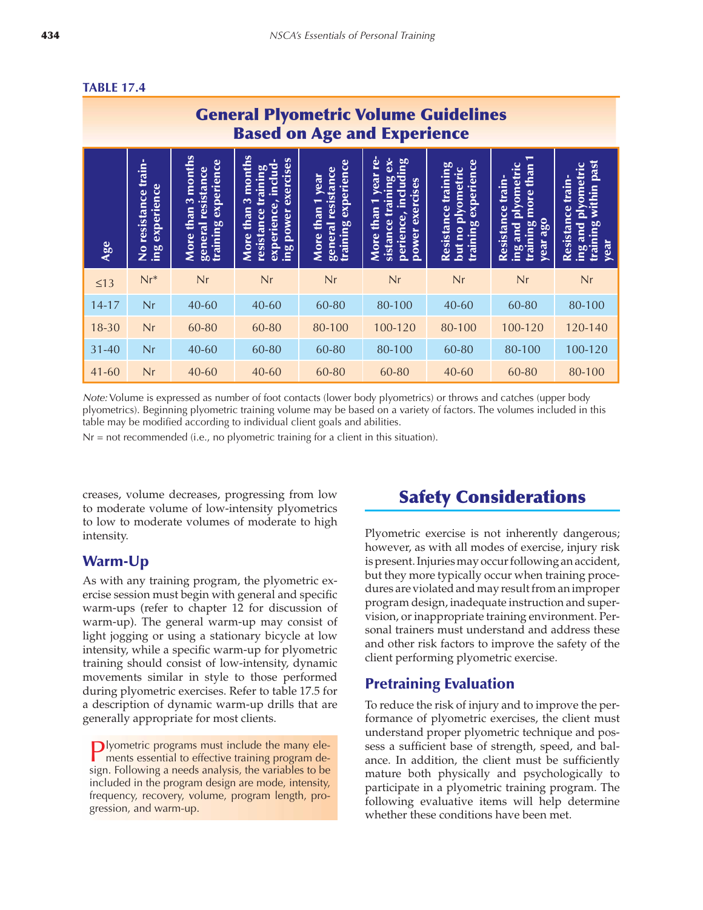**TABLE 17.4**

## General Plyometric Volume Guidelines Based on Age and Experience

| Age | No resistance training experience | More than 3 months general resistance training experience | More than 3 months resistance training experience, including power exercises | More than 1 year general resistance training experience | More than 1 year resistance training experience, including power exercises | Resistance training but no plyometric training experience | Resistance training and plyometric training more than 1 year ago | Resistance training and plyometric training within past year |
|---|---|---|---|---|---|---|---|---|
| ≤13 | Nr* | Nr | Nr | Nr | Nr | Nr | Nr | Nr |
| 14-17 | Nr | 40-60 | 40-60 | 60-80 | 80-100 | 40-60 | 60-80 | 80-100 |
| 18-30 | Nr | 60-80 | 60-80 | 80-100 | 100-120 | 80-100 | 100-120 | 120-140 |
| 31-40 | Nr | 40-60 | 60-80 | 60-80 | 80-100 | 60-80 | 80-100 | 100-120 |
| 41-60 | Nr | 40-60 | 40-60 | 60-80 | 60-80 | 40-60 | 60-80 | 80-100 |

*Note:* Volume is expressed as number of foot contacts (lower body plyometrics) or throws and catches (upper body plyometrics). Beginning plyometric training volume may be based on a variety of factors. The volumes included in this table may be modified according to individual client goals and abilities.

Nr = not recommended (i.e., no plyometric training for a client in this situation).

creases, volume decreases, progressing from low to moderate volume of low-intensity plyometrics to low to moderate volumes of moderate to high intensity.

### Warm-Up

As with any training program, the plyometric exercise session must begin with general and specific warm-ups (refer to chapter 12 for discussion of warm-up). The general warm-up may consist of light jogging or using a stationary bicycle at low intensity, while a specific warm-up for plyometric training should consist of low-intensity, dynamic movements similar in style to those performed during plyometric exercises. Refer to table 17.5 for a description of dynamic warm-up drills that are generally appropriate for most clients.

> Plyometric programs must include the many elements essential to effective training program design. Following a needs analysis, the variables to be included in the program design are mode, intensity, frequency, recovery, volume, program length, progression, and warm-up.

## Safety Considerations

Plyometric exercise is not inherently dangerous; however, as with all modes of exercise, injury risk is present. Injuries may occur following an accident, but they more typically occur when training procedures are violated and may result from an improper program design, inadequate instruction and supervision, or inappropriate training environment. Personal trainers must understand and address these and other risk factors to improve the safety of the client performing plyometric exercise.

### Pretraining Evaluation

To reduce the risk of injury and to improve the performance of plyometric exercises, the client must understand proper plyometric technique and possess a sufficient base of strength, speed, and balance. In addition, the client must be sufficiently mature both physically and psychologically to participate in a plyometric training program. The following evaluative items will help determine whether these conditions have been met.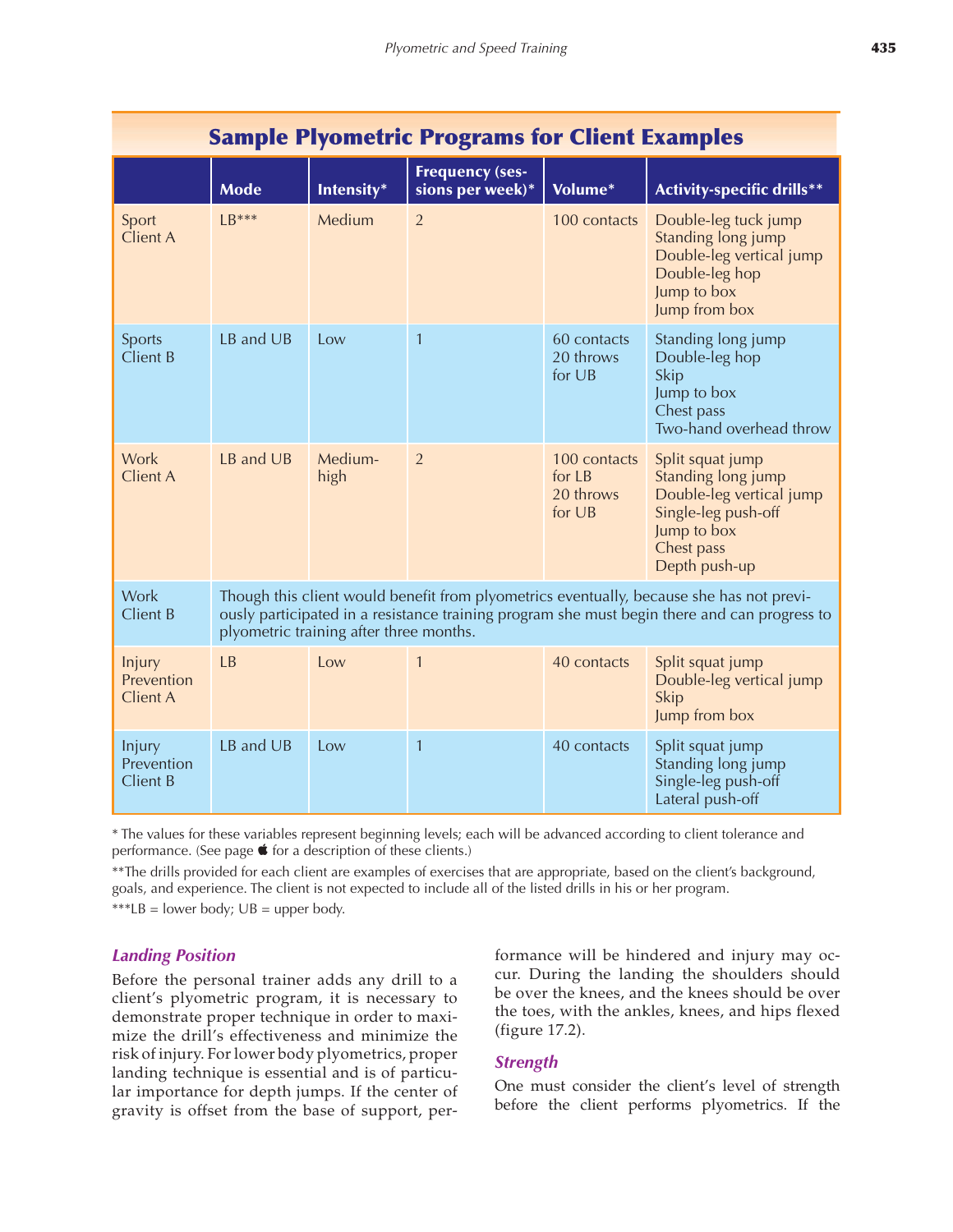## Sample Plyometric Programs for Client Examples

| | Mode | Intensity* | Frequency (sessions per week)* | Volume* | Activity-specific drills** |
|---|---|---|---|---|---|
| Sport Client A | LB*** | Medium | 2 | 100 contacts | Double-leg tuck jump<br>Standing long jump<br>Double-leg vertical jump<br>Double-leg hop<br>Jump to box<br>Jump from box |
| Sports Client B | LB and UB | Low | 1 | 60 contacts<br>20 throws for UB | Standing long jump<br>Double-leg hop<br>Skip<br>Jump to box<br>Chest pass<br>Two-hand overhead throw |
| Work Client A | LB and UB | Medium-high | 2 | 100 contacts for LB<br>20 throws for UB | Split squat jump<br>Standing long jump<br>Double-leg vertical jump<br>Single-leg push-off<br>Jump to box<br>Chest pass<br>Depth push-up |
| Work Client B | Though this client would benefit from plyometrics eventually, because she has not previously participated in a resistance training program she must begin there and can progress to plyometric training after three months. | | | | |
| Injury Prevention Client A | LB | Low | 1 | 40 contacts | Split squat jump<br>Double-leg vertical jump<br>Skip<br>Jump from box |
| Injury Prevention Client B | LB and UB | Low | 1 | 40 contacts | Split squat jump<br>Standing long jump<br>Single-leg push-off<br>Lateral push-off |

* The values for these variables represent beginning levels; each will be advanced according to client tolerance and performance. (See page ● for a description of these clients.)

**The drills provided for each client are examples of exercises that are appropriate, based on the client's background, goals, and experience. The client is not expected to include all of the listed drills in his or her program.

***LB = lower body; UB = upper body.

### *Landing Position*

Before the personal trainer adds any drill to a client's plyometric program, it is necessary to demonstrate proper technique in order to maximize the drill's effectiveness and minimize the risk of injury. For lower body plyometrics, proper landing technique is essential and is of particular importance for depth jumps. If the center of gravity is offset from the base of support, performance will be hindered and injury may occur. During the landing the shoulders should be over the knees, and the knees should be over the toes, with the ankles, knees, and hips flexed (figure 17.2).

### *Strength*

One must consider the client's level of strength before the client performs plyometrics. If the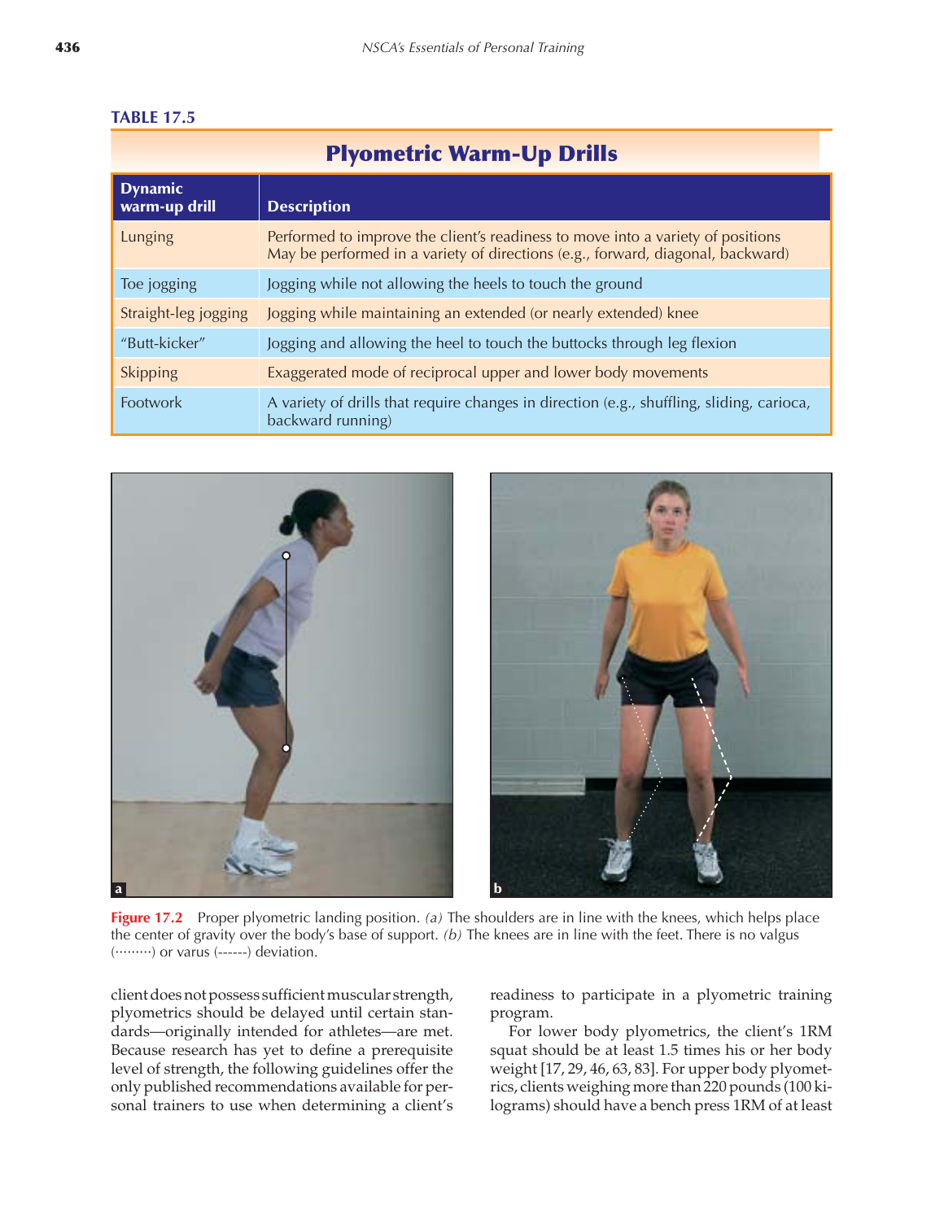**TABLE 17.5**

## Plyometric Warm-Up Drills

| Dynamic warm-up drill | Description |
| --- | --- |
| Lunging | Performed to improve the client's readiness to move into a variety of positions<br>May be performed in a variety of directions (e.g., forward, diagonal, backward) |
| Toe jogging | Jogging while not allowing the heels to touch the ground |
| Straight-leg jogging | Jogging while maintaining an extended (or nearly extended) knee |
| "Butt-kicker" | Jogging and allowing the heel to touch the buttocks through leg flexion |
| Skipping | Exaggerated mode of reciprocal upper and lower body movements |
| Footwork | A variety of drills that require changes in direction (e.g., shuffling, sliding, carioca, backward running) |

**Figure 17.2** Proper plyometric landing position. *(a)* The shoulders are in line with the knees, which helps place the center of gravity over the body's base of support. *(b)* The knees are in line with the feet. There is no valgus (·········) or varus (------) deviation.

client does not possess sufficient muscular strength, plyometrics should be delayed until certain standards—originally intended for athletes—are met. Because research has yet to define a prerequisite level of strength, the following guidelines offer the only published recommendations available for personal trainers to use when determining a client's readiness to participate in a plyometric training program.

For lower body plyometrics, the client's 1RM squat should be at least 1.5 times his or her body weight [17, 29, 46, 63, 83]. For upper body plyometrics, clients weighing more than 220 pounds (100 kilograms) should have a bench press 1RM of at least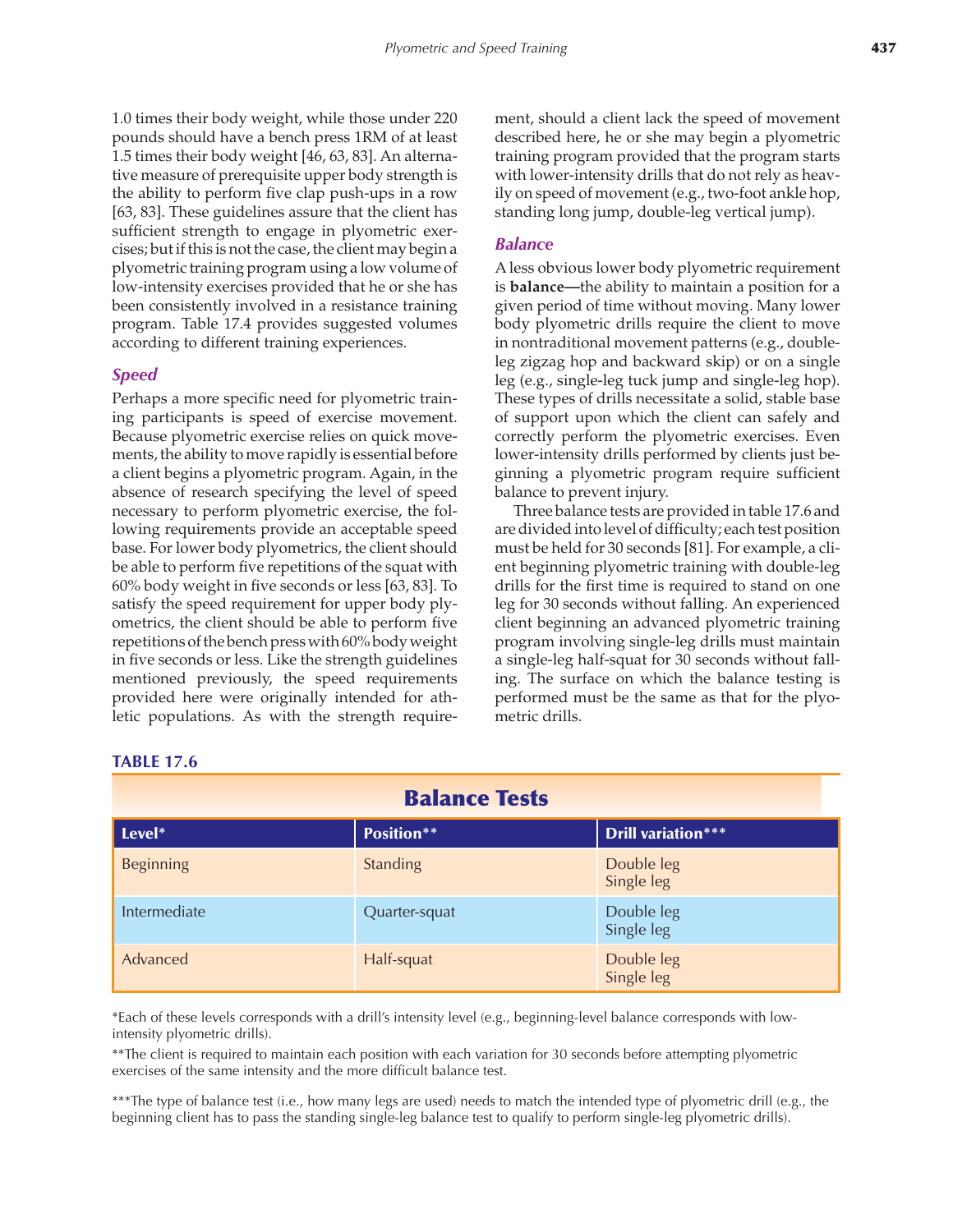1.0 times their body weight, while those under 220 pounds should have a bench press 1RM of at least 1.5 times their body weight [46, 63, 83]. An alternative measure of prerequisite upper body strength is the ability to perform five clap push-ups in a row [63, 83]. These guidelines assure that the client has sufficient strength to engage in plyometric exercises; but if this is not the case, the client may begin a plyometric training program using a low volume of low-intensity exercises provided that he or she has been consistently involved in a resistance training program. Table 17.4 provides suggested volumes according to different training experiences.

### *Speed*

Perhaps a more specific need for plyometric training participants is speed of exercise movement. Because plyometric exercise relies on quick movements, the ability to move rapidly is essential before a client begins a plyometric program. Again, in the absence of research specifying the level of speed necessary to perform plyometric exercise, the following requirements provide an acceptable speed base. For lower body plyometrics, the client should be able to perform five repetitions of the squat with 60% body weight in five seconds or less [63, 83]. To satisfy the speed requirement for upper body plyometrics, the client should be able to perform five repetitions of the bench press with 60% body weight in five seconds or less. Like the strength guidelines mentioned previously, the speed requirements provided here were originally intended for athletic populations. As with the strength requirement, should a client lack the speed of movement described here, he or she may begin a plyometric training program provided that the program starts with lower-intensity drills that do not rely as heavily on speed of movement (e.g., two-foot ankle hop, standing long jump, double-leg vertical jump).

### *Balance*

A less obvious lower body plyometric requirement is **balance—**the ability to maintain a position for a given period of time without moving. Many lower body plyometric drills require the client to move in nontraditional movement patterns (e.g., double-leg zigzag hop and backward skip) or on a single leg (e.g., single-leg tuck jump and single-leg hop). These types of drills necessitate a solid, stable base of support upon which the client can safely and correctly perform the plyometric exercises. Even lower-intensity drills performed by clients just beginning a plyometric program require sufficient balance to prevent injury.

Three balance tests are provided in table 17.6 and are divided into level of difficulty; each test position must be held for 30 seconds [81]. For example, a client beginning plyometric training with double-leg drills for the first time is required to stand on one leg for 30 seconds without falling. An experienced client beginning an advanced plyometric training program involving single-leg drills must maintain a single-leg half-squat for 30 seconds without falling. The surface on which the balance testing is performed must be the same as that for the plyometric drills.

**TABLE 17.6**

**Balance Tests**

| Level* | Position** | Drill variation*** |
|---|---|---|
| Beginning | Standing | Double leg<br>Single leg |
| Intermediate | Quarter-squat | Double leg<br>Single leg |
| Advanced | Half-squat | Double leg<br>Single leg |

*Each of these levels corresponds with a drill's intensity level (e.g., beginning-level balance corresponds with low-intensity plyometric drills).

**The client is required to maintain each position with each variation for 30 seconds before attempting plyometric exercises of the same intensity and the more difficult balance test.

***The type of balance test (i.e., how many legs are used) needs to match the intended type of plyometric drill (e.g., the beginning client has to pass the standing single-leg balance test to qualify to perform single-leg plyometric drills).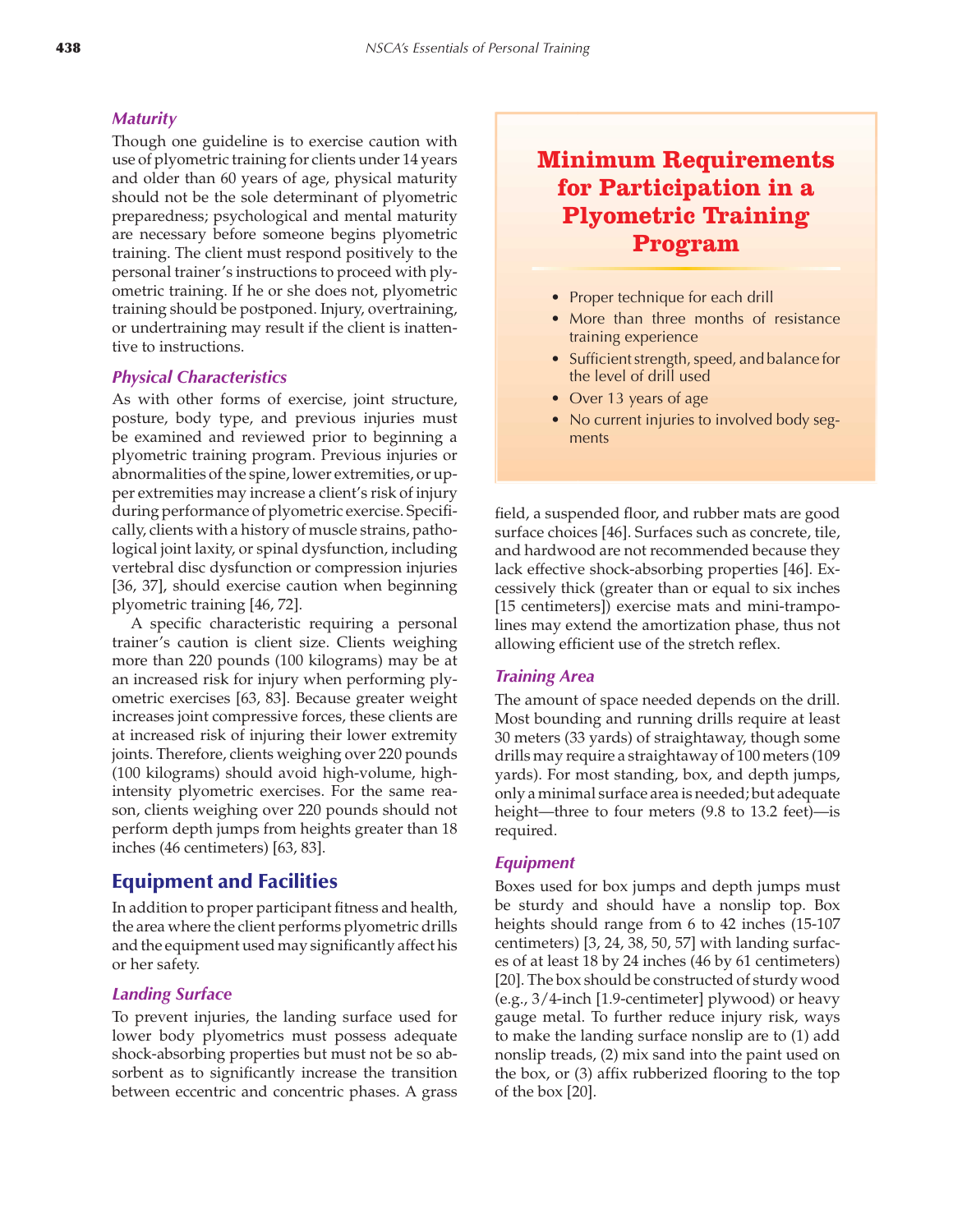### Maturity

Though one guideline is to exercise caution with use of plyometric training for clients under 14 years and older than 60 years of age, physical maturity should not be the sole determinant of plyometric preparedness; psychological and mental maturity are necessary before someone begins plyometric training. The client must respond positively to the personal trainer's instructions to proceed with plyometric training. If he or she does not, plyometric training should be postponed. Injury, overtraining, or undertraining may result if the client is inattentive to instructions.

### Physical Characteristics

As with other forms of exercise, joint structure, posture, body type, and previous injuries must be examined and reviewed prior to beginning a plyometric training program. Previous injuries or abnormalities of the spine, lower extremities, or upper extremities may increase a client's risk of injury during performance of plyometric exercise. Specifically, clients with a history of muscle strains, pathological joint laxity, or spinal dysfunction, including vertebral disc dysfunction or compression injuries [36, 37], should exercise caution when beginning plyometric training [46, 72].

A specific characteristic requiring a personal trainer's caution is client size. Clients weighing more than 220 pounds (100 kilograms) may be at an increased risk for injury when performing plyometric exercises [63, 83]. Because greater weight increases joint compressive forces, these clients are at increased risk of injuring their lower extremity joints. Therefore, clients weighing over 220 pounds (100 kilograms) should avoid high-volume, high-intensity plyometric exercises. For the same reason, clients weighing over 220 pounds should not perform depth jumps from heights greater than 18 inches (46 centimeters) [63, 83].

> **Minimum Requirements for Participation in a Plyometric Training Program**
>
> - Proper technique for each drill
> - More than three months of resistance training experience
> - Sufficient strength, speed, and balance for the level of drill used
> - Over 13 years of age
> - No current injuries to involved body segments

## Equipment and Facilities

In addition to proper participant fitness and health, the area where the client performs plyometric drills and the equipment used may significantly affect his or her safety.

### Landing Surface

To prevent injuries, the landing surface used for lower body plyometrics must possess adequate shock-absorbing properties but must not be so absorbent as to significantly increase the transition between eccentric and concentric phases. A grass field, a suspended floor, and rubber mats are good surface choices [46]. Surfaces such as concrete, tile, and hardwood are not recommended because they lack effective shock-absorbing properties [46]. Excessively thick (greater than or equal to six inches [15 centimeters]) exercise mats and mini-trampolines may extend the amortization phase, thus not allowing efficient use of the stretch reflex.

### Training Area

The amount of space needed depends on the drill. Most bounding and running drills require at least 30 meters (33 yards) of straightaway, though some drills may require a straightaway of 100 meters (109 yards). For most standing, box, and depth jumps, only a minimal surface area is needed; but adequate height—three to four meters (9.8 to 13.2 feet)—is required.

### Equipment

Boxes used for box jumps and depth jumps must be sturdy and should have a nonslip top. Box heights should range from 6 to 42 inches (15-107 centimeters) [3, 24, 38, 50, 57] with landing surfaces of at least 18 by 24 inches (46 by 61 centimeters) [20]. The box should be constructed of sturdy wood (e.g., 3/4-inch [1.9-centimeter] plywood) or heavy gauge metal. To further reduce injury risk, ways to make the landing surface nonslip are to (1) add nonslip treads, (2) mix sand into the paint used on the box, or (3) affix rubberized flooring to the top of the box [20].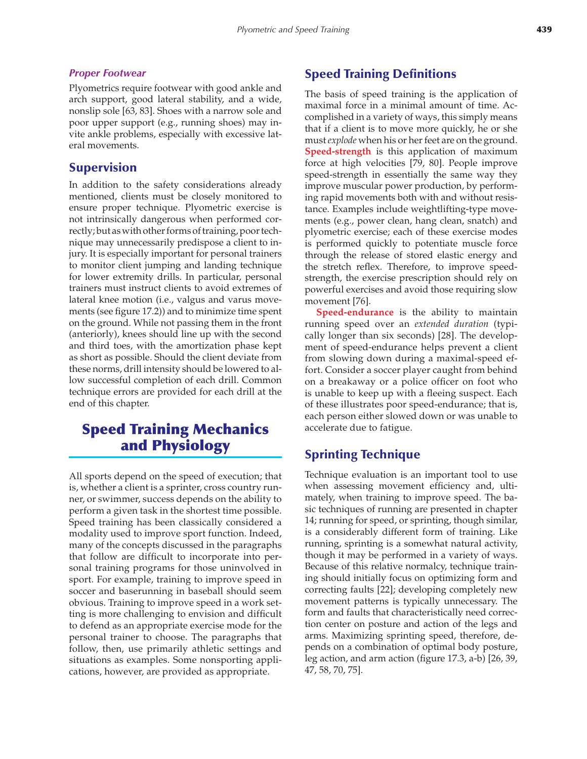### Proper Footwear

Plyometrics require footwear with good ankle and arch support, good lateral stability, and a wide, nonslip sole [63, 83]. Shoes with a narrow sole and poor upper support (e.g., running shoes) may invite ankle problems, especially with excessive lateral movements.

## Supervision

In addition to the safety considerations already mentioned, clients must be closely monitored to ensure proper technique. Plyometric exercise is not intrinsically dangerous when performed correctly; but as with other forms of training, poor technique may unnecessarily predispose a client to injury. It is especially important for personal trainers to monitor client jumping and landing technique for lower extremity drills. In particular, personal trainers must instruct clients to avoid extremes of lateral knee motion (i.e., valgus and varus movements (see figure 17.2)) and to minimize time spent on the ground. While not passing them in the front (anteriorly), knees should line up with the second and third toes, with the amortization phase kept as short as possible. Should the client deviate from these norms, drill intensity should be lowered to allow successful completion of each drill. Common technique errors are provided for each drill at the end of this chapter.

# Speed Training Mechanics and Physiology

All sports depend on the speed of execution; that is, whether a client is a sprinter, cross country runner, or swimmer, success depends on the ability to perform a given task in the shortest time possible. Speed training has been classically considered a modality used to improve sport function. Indeed, many of the concepts discussed in the paragraphs that follow are difficult to incorporate into personal training programs for those uninvolved in sport. For example, training to improve speed in soccer and baserunning in baseball should seem obvious. Training to improve speed in a work setting is more challenging to envision and difficult to defend as an appropriate exercise mode for the personal trainer to choose. The paragraphs that follow, then, use primarily athletic settings and situations as examples. Some nonsporting applications, however, are provided as appropriate.

## Speed Training Definitions

The basis of speed training is the application of maximal force in a minimal amount of time. Accomplished in a variety of ways, this simply means that if a client is to move more quickly, he or she must *explode* when his or her feet are on the ground. **Speed-strength** is this application of maximum force at high velocities [79, 80]. People improve speed-strength in essentially the same way they improve muscular power production, by performing rapid movements both with and without resistance. Examples include weightlifting-type movements (e.g., power clean, hang clean, snatch) and plyometric exercise; each of these exercise modes is performed quickly to potentiate muscle force through the release of stored elastic energy and the stretch reflex. Therefore, to improve speed-strength, the exercise prescription should rely on powerful exercises and avoid those requiring slow movement [76].

**Speed-endurance** is the ability to maintain running speed over an *extended duration* (typically longer than six seconds) [28]. The development of speed-endurance helps prevent a client from slowing down during a maximal-speed effort. Consider a soccer player caught from behind on a breakaway or a police officer on foot who is unable to keep up with a fleeing suspect. Each of these illustrates poor speed-endurance; that is, each person either slowed down or was unable to accelerate due to fatigue.

## Sprinting Technique

Technique evaluation is an important tool to use when assessing movement efficiency and, ultimately, when training to improve speed. The basic techniques of running are presented in chapter 14; running for speed, or sprinting, though similar, is a considerably different form of training. Like running, sprinting is a somewhat natural activity, though it may be performed in a variety of ways. Because of this relative normalcy, technique training should initially focus on optimizing form and correcting faults [22]; developing completely new movement patterns is typically unnecessary. The form and faults that characteristically need correction center on posture and action of the legs and arms. Maximizing sprinting speed, therefore, depends on a combination of optimal body posture, leg action, and arm action (figure 17.3, a-b) [26, 39, 47, 58, 70, 75].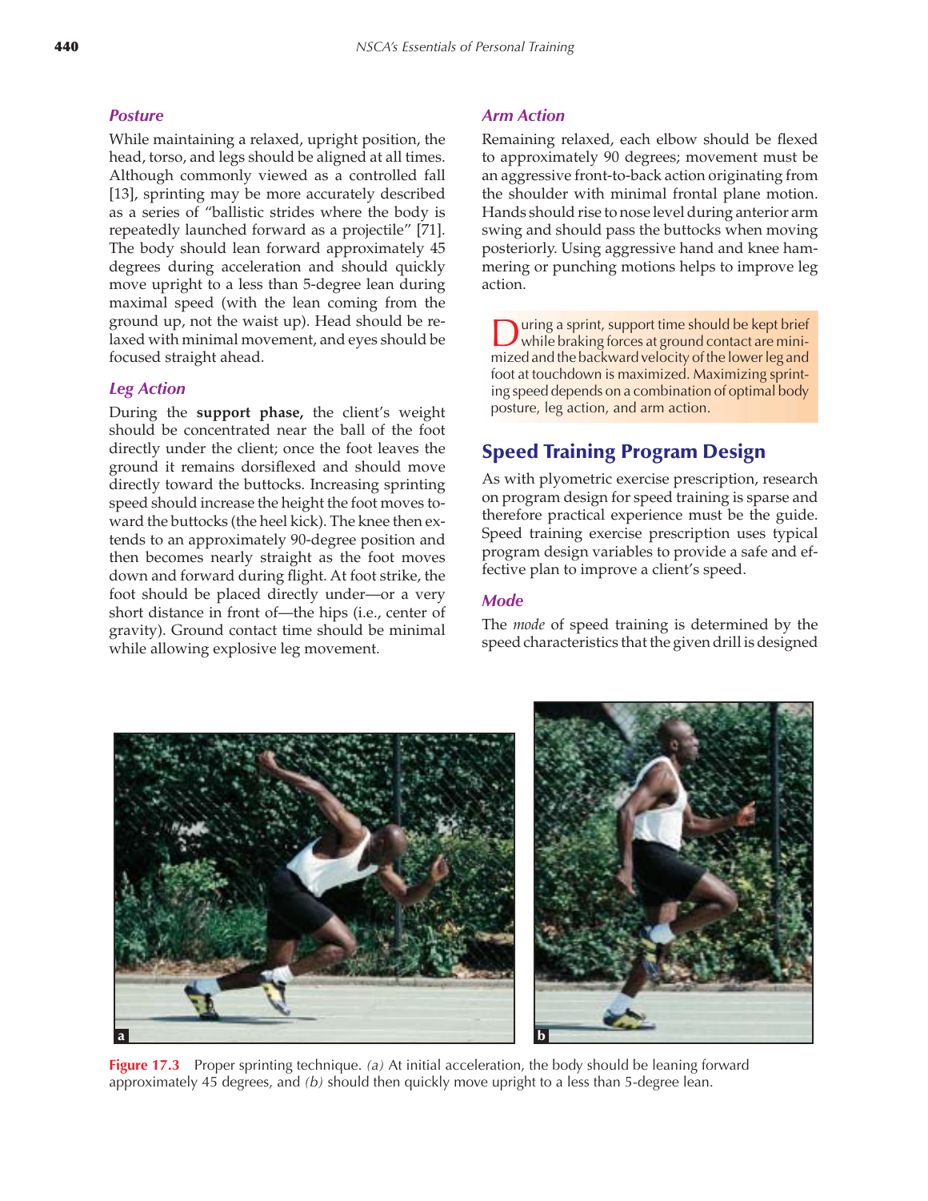### Posture

While maintaining a relaxed, upright position, the head, torso, and legs should be aligned at all times. Although commonly viewed as a controlled fall [13], sprinting may be more accurately described as a series of "ballistic strides where the body is repeatedly launched forward as a projectile" [71]. The body should lean forward approximately 45 degrees during acceleration and should quickly move upright to a less than 5-degree lean during maximal speed (with the lean coming from the ground up, not the waist up). Head should be relaxed with minimal movement, and eyes should be focused straight ahead.

### Leg Action

During the **support phase,** the client's weight should be concentrated near the ball of the foot directly under the client; once the foot leaves the ground it remains dorsiflexed and should move directly toward the buttocks. Increasing sprinting speed should increase the height the foot moves toward the buttocks (the heel kick). The knee then extends to an approximately 90-degree position and then becomes nearly straight as the foot moves down and forward during flight. At foot strike, the foot should be placed directly under—or a very short distance in front of—the hips (i.e., center of gravity). Ground contact time should be minimal while allowing explosive leg movement.

### Arm Action

Remaining relaxed, each elbow should be flexed to approximately 90 degrees; movement must be an aggressive front-to-back action originating from the shoulder with minimal frontal plane motion. Hands should rise to nose level during anterior arm swing and should pass the buttocks when moving posteriorly. Using aggressive hand and knee hammering or punching motions helps to improve leg action.

During a sprint, support time should be kept brief while braking forces at ground contact are minimized and the backward velocity of the lower leg and foot at touchdown is maximized. Maximizing sprinting speed depends on a combination of optimal body posture, leg action, and arm action.

## Speed Training Program Design

As with plyometric exercise prescription, research on program design for speed training is sparse and therefore practical experience must be the guide. Speed training exercise prescription uses typical program design variables to provide a safe and effective plan to improve a client's speed.

### Mode

The *mode* of speed training is determined by the speed characteristics that the given drill is designed

**Figure 17.3** Proper sprinting technique. *(a)* At initial acceleration, the body should be leaning forward approximately 45 degrees, and *(b)* should then quickly move upright to a less than 5-degree lean.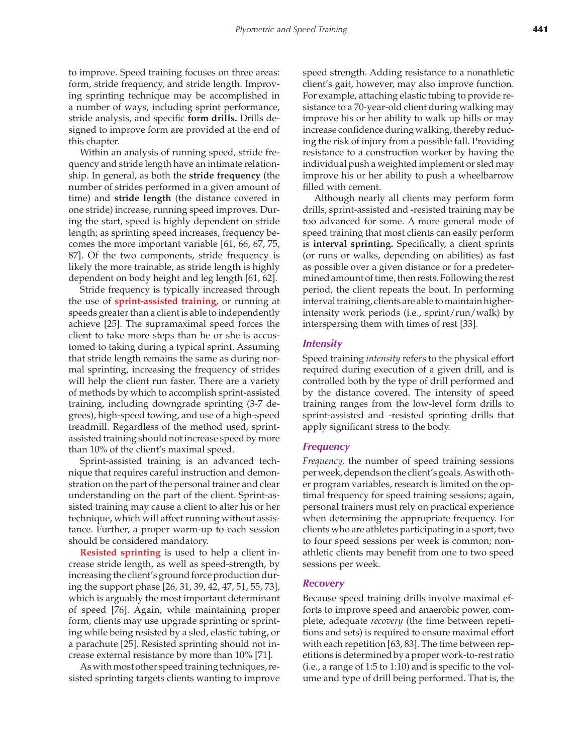to improve. Speed training focuses on three areas: form, stride frequency, and stride length. Improving sprinting technique may be accomplished in a number of ways, including sprint performance, stride analysis, and specific **form drills.** Drills designed to improve form are provided at the end of this chapter.

Within an analysis of running speed, stride frequency and stride length have an intimate relationship. In general, as both the **stride frequency** (the number of strides performed in a given amount of time) and **stride length** (the distance covered in one stride) increase, running speed improves. During the start, speed is highly dependent on stride length; as sprinting speed increases, frequency becomes the more important variable [61, 66, 67, 75, 87]. Of the two components, stride frequency is likely the more trainable, as stride length is highly dependent on body height and leg length [61, 62].

Stride frequency is typically increased through the use of **sprint-assisted training,** or running at speeds greater than a client is able to independently achieve [25]. The supramaximal speed forces the client to take more steps than he or she is accustomed to taking during a typical sprint. Assuming that stride length remains the same as during normal sprinting, increasing the frequency of strides will help the client run faster. There are a variety of methods by which to accomplish sprint-assisted training, including downgrade sprinting (3-7 degrees), high-speed towing, and use of a high-speed treadmill. Regardless of the method used, sprint-assisted training should not increase speed by more than 10% of the client's maximal speed.

Sprint-assisted training is an advanced technique that requires careful instruction and demonstration on the part of the personal trainer and clear understanding on the part of the client. Sprint-assisted training may cause a client to alter his or her technique, which will affect running without assistance. Further, a proper warm-up to each session should be considered mandatory.

**Resisted sprinting** is used to help a client increase stride length, as well as speed-strength, by increasing the client's ground force production during the support phase [26, 31, 39, 42, 47, 51, 55, 73], which is arguably the most important determinant of speed [76]. Again, while maintaining proper form, clients may use upgrade sprinting or sprinting while being resisted by a sled, elastic tubing, or a parachute [25]. Resisted sprinting should not increase external resistance by more than 10% [71].

As with most other speed training techniques, resisted sprinting targets clients wanting to improve speed strength. Adding resistance to a nonathletic client's gait, however, may also improve function. For example, attaching elastic tubing to provide resistance to a 70-year-old client during walking may improve his or her ability to walk up hills or may increase confidence during walking, thereby reducing the risk of injury from a possible fall. Providing resistance to a construction worker by having the individual push a weighted implement or sled may improve his or her ability to push a wheelbarrow filled with cement.

Although nearly all clients may perform form drills, sprint-assisted and -resisted training may be too advanced for some. A more general mode of speed training that most clients can easily perform is **interval sprinting.** Specifically, a client sprints (or runs or walks, depending on abilities) as fast as possible over a given distance or for a predetermined amount of time, then rests. Following the rest period, the client repeats the bout. In performing interval training, clients are able to maintain higher-intensity work periods (i.e., sprint/run/walk) by interspersing them with times of rest [33].

### Intensity

Speed training *intensity* refers to the physical effort required during execution of a given drill, and is controlled both by the type of drill performed and by the distance covered. The intensity of speed training ranges from the low-level form drills to sprint-assisted and -resisted sprinting drills that apply significant stress to the body.

### Frequency

*Frequency,* the number of speed training sessions per week, depends on the client's goals. As with other program variables, research is limited on the optimal frequency for speed training sessions; again, personal trainers must rely on practical experience when determining the appropriate frequency. For clients who are athletes participating in a sport, two to four speed sessions per week is common; nonathletic clients may benefit from one to two speed sessions per week.

### Recovery

Because speed training drills involve maximal efforts to improve speed and anaerobic power, complete, adequate *recovery* (the time between repetitions and sets) is required to ensure maximal effort with each repetition [63, 83]. The time between repetitions is determined by a proper work-to-rest ratio (i.e., a range of 1:5 to 1:10) and is specific to the volume and type of drill being performed. That is, the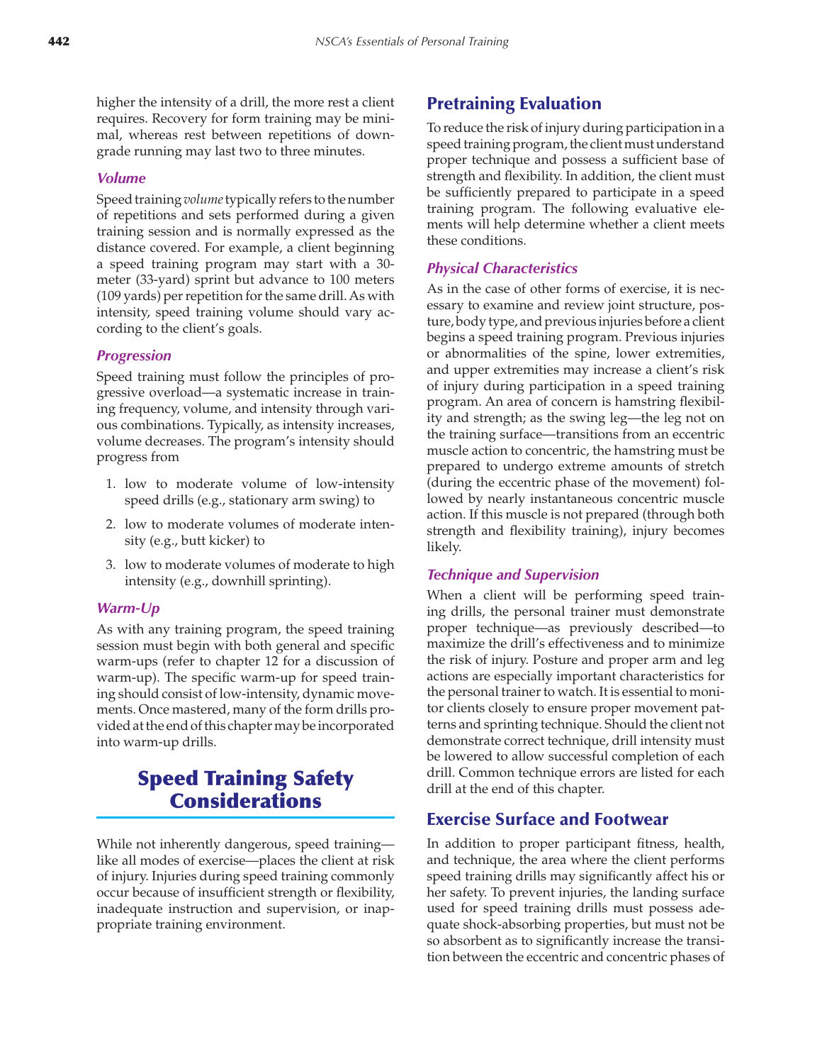higher the intensity of a drill, the more rest a client requires. Recovery for form training may be minimal, whereas rest between repetitions of downgrade running may last two to three minutes.

### *Volume*

Speed training *volume* typically refers to the number of repetitions and sets performed during a given training session and is normally expressed as the distance covered. For example, a client beginning a speed training program may start with a 30-meter (33-yard) sprint but advance to 100 meters (109 yards) per repetition for the same drill. As with intensity, speed training volume should vary according to the client's goals.

### *Progression*

Speed training must follow the principles of progressive overload—a systematic increase in training frequency, volume, and intensity through various combinations. Typically, as intensity increases, volume decreases. The program's intensity should progress from

1. low to moderate volume of low-intensity speed drills (e.g., stationary arm swing) to
2. low to moderate volumes of moderate intensity (e.g., butt kicker) to
3. low to moderate volumes of moderate to high intensity (e.g., downhill sprinting).

### *Warm-Up*

As with any training program, the speed training session must begin with both general and specific warm-ups (refer to chapter 12 for a discussion of warm-up). The specific warm-up for speed training should consist of low-intensity, dynamic movements. Once mastered, many of the form drills provided at the end of this chapter may be incorporated into warm-up drills.

# Speed Training Safety Considerations

While not inherently dangerous, speed training—like all modes of exercise—places the client at risk of injury. Injuries during speed training commonly occur because of insufficient strength or flexibility, inadequate instruction and supervision, or inappropriate training environment.

## Pretraining Evaluation

To reduce the risk of injury during participation in a speed training program, the client must understand proper technique and possess a sufficient base of strength and flexibility. In addition, the client must be sufficiently prepared to participate in a speed training program. The following evaluative elements will help determine whether a client meets these conditions.

### *Physical Characteristics*

As in the case of other forms of exercise, it is necessary to examine and review joint structure, posture, body type, and previous injuries before a client begins a speed training program. Previous injuries or abnormalities of the spine, lower extremities, and upper extremities may increase a client's risk of injury during participation in a speed training program. An area of concern is hamstring flexibility and strength; as the swing leg—the leg not on the training surface—transitions from an eccentric muscle action to concentric, the hamstring must be prepared to undergo extreme amounts of stretch (during the eccentric phase of the movement) followed by nearly instantaneous concentric muscle action. If this muscle is not prepared (through both strength and flexibility training), injury becomes likely.

### *Technique and Supervision*

When a client will be performing speed training drills, the personal trainer must demonstrate proper technique—as previously described—to maximize the drill's effectiveness and to minimize the risk of injury. Posture and proper arm and leg actions are especially important characteristics for the personal trainer to watch. It is essential to monitor clients closely to ensure proper movement patterns and sprinting technique. Should the client not demonstrate correct technique, drill intensity must be lowered to allow successful completion of each drill. Common technique errors are listed for each drill at the end of this chapter.

## Exercise Surface and Footwear

In addition to proper participant fitness, health, and technique, the area where the client performs speed training drills may significantly affect his or her safety. To prevent injuries, the landing surface used for speed training drills must possess adequate shock-absorbing properties, but must not be so absorbent as to significantly increase the transition between the eccentric and concentric phases of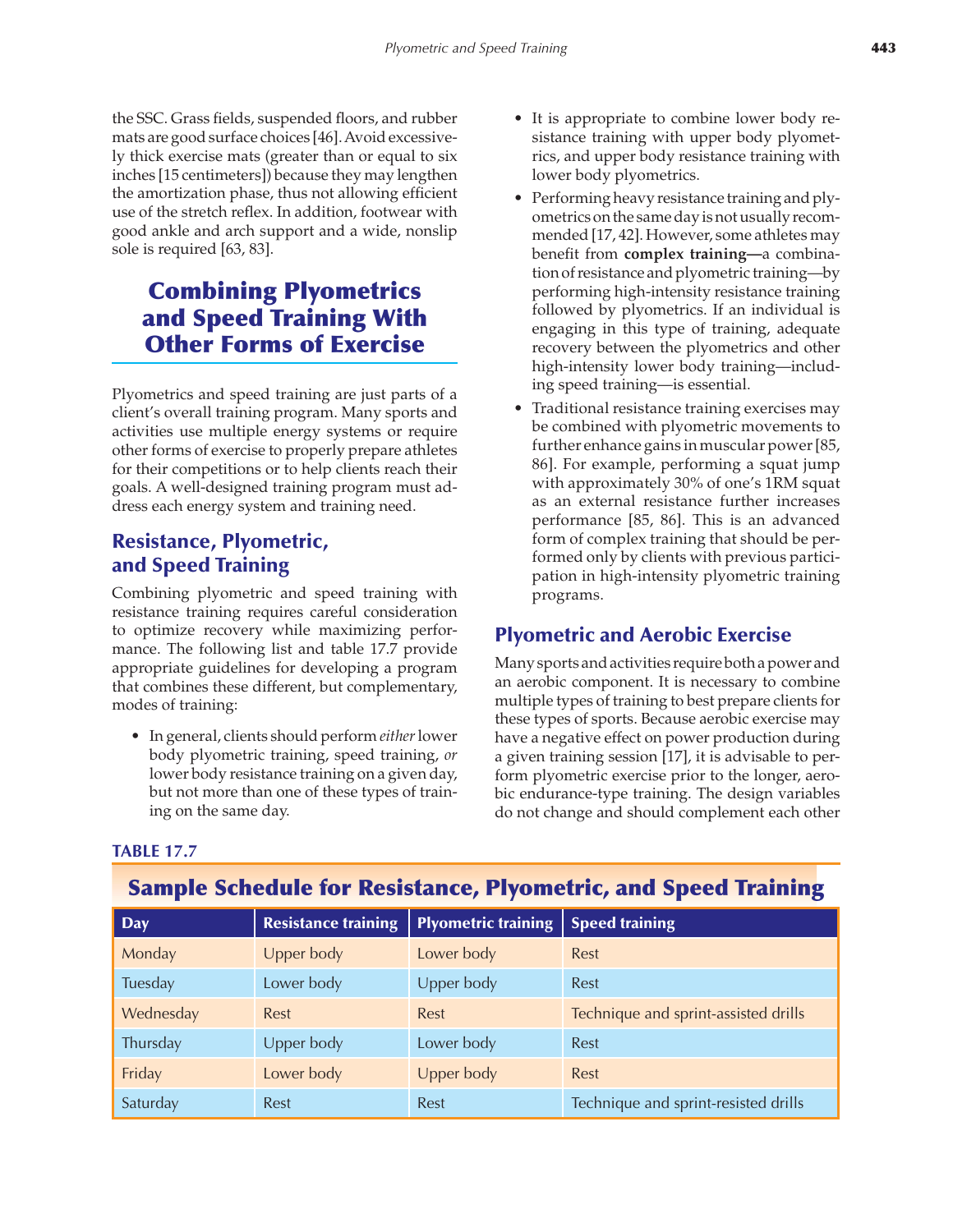the SSC. Grass fields, suspended floors, and rubber mats are good surface choices [46]. Avoid excessively thick exercise mats (greater than or equal to six inches [15 centimeters]) because they may lengthen the amortization phase, thus not allowing efficient use of the stretch reflex. In addition, footwear with good ankle and arch support and a wide, nonslip sole is required [63, 83].

## Combining Plyometrics and Speed Training With Other Forms of Exercise

Plyometrics and speed training are just parts of a client's overall training program. Many sports and activities use multiple energy systems or require other forms of exercise to properly prepare athletes for their competitions or to help clients reach their goals. A well-designed training program must address each energy system and training need.

### Resistance, Plyometric, and Speed Training

Combining plyometric and speed training with resistance training requires careful consideration to optimize recovery while maximizing performance. The following list and table 17.7 provide appropriate guidelines for developing a program that combines these different, but complementary, modes of training:

- In general, clients should perform *either* lower body plyometric training, speed training, *or* lower body resistance training on a given day, but not more than one of these types of training on the same day.
- It is appropriate to combine lower body resistance training with upper body plyometrics, and upper body resistance training with lower body plyometrics.
- Performing heavy resistance training and plyometrics on the same day is not usually recommended [17, 42]. However, some athletes may benefit from **complex training—**a combination of resistance and plyometric training—by performing high-intensity resistance training followed by plyometrics. If an individual is engaging in this type of training, adequate recovery between the plyometrics and other high-intensity lower body training—including speed training—is essential.
- Traditional resistance training exercises may be combined with plyometric movements to further enhance gains in muscular power [85, 86]. For example, performing a squat jump with approximately 30% of one's 1RM squat as an external resistance further increases performance [85, 86]. This is an advanced form of complex training that should be performed only by clients with previous participation in high-intensity plyometric training programs.

### Plyometric and Aerobic Exercise

Many sports and activities require both a power and an aerobic component. It is necessary to combine multiple types of training to best prepare clients for these types of sports. Because aerobic exercise may have a negative effect on power production during a given training session [17], it is advisable to perform plyometric exercise prior to the longer, aerobic endurance-type training. The design variables do not change and should complement each other

**TABLE 17.7**

**Sample Schedule for Resistance, Plyometric, and Speed Training**

| Day | Resistance training | Plyometric training | Speed training |
|---|---|---|---|
| Monday | Upper body | Lower body | Rest |
| Tuesday | Lower body | Upper body | Rest |
| Wednesday | Rest | Rest | Technique and sprint-assisted drills |
| Thursday | Upper body | Lower body | Rest |
| Friday | Lower body | Upper body | Rest |
| Saturday | Rest | Rest | Technique and sprint-resisted drills |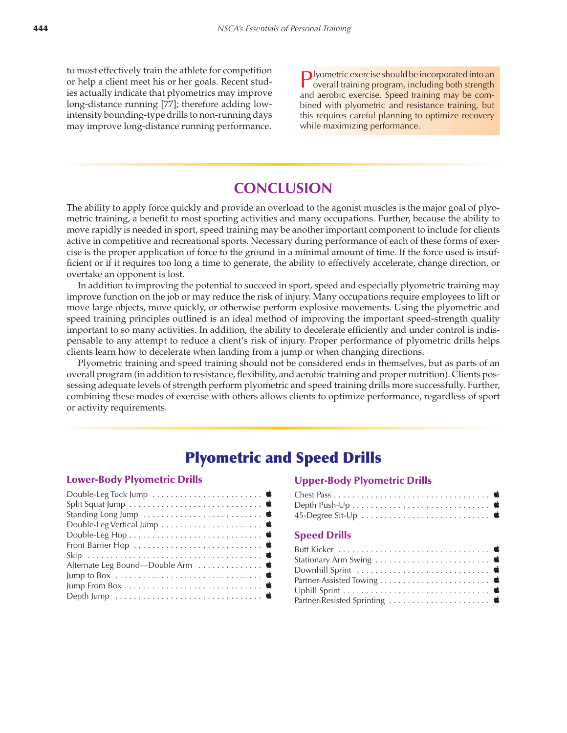to most effectively train the athlete for competition or help a client meet his or her goals. Recent studies actually indicate that plyometrics may improve long-distance running [77]; therefore adding low-intensity bounding-type drills to non-running days may improve long-distance running performance.

> Plyometric exercise should be incorporated into an overall training program, including both strength and aerobic exercise. Speed training may be combined with plyometric and resistance training, but this requires careful planning to optimize recovery while maximizing performance.

## CONCLUSION

The ability to apply force quickly and provide an overload to the agonist muscles is the major goal of plyometric training, a benefit to most sporting activities and many occupations. Further, because the ability to move rapidly is needed in sport, speed training may be another important component to include for clients active in competitive and recreational sports. Necessary during performance of each of these forms of exercise is the proper application of force to the ground in a minimal amount of time. If the force used is insufficient or if it requires too long a time to generate, the ability to effectively accelerate, change direction, or overtake an opponent is lost.

In addition to improving the potential to succeed in sport, speed and especially plyometric training may improve function on the job or may reduce the risk of injury. Many occupations require employees to lift or move large objects, move quickly, or otherwise perform explosive movements. Using the plyometric and speed training principles outlined is an ideal method of improving the important speed-strength quality important to so many activities. In addition, the ability to decelerate efficiently and under control is indispensable to any attempt to reduce a client's risk of injury. Proper performance of plyometric drills helps clients learn how to decelerate when landing from a jump or when changing directions.

Plyometric training and speed training should not be considered ends in themselves, but as parts of an overall program (in addition to resistance, flexibility, and aerobic training and proper nutrition). Clients possessing adequate levels of strength perform plyometric and speed training drills more successfully. Further, combining these modes of exercise with others allows clients to optimize performance, regardless of sport or activity requirements.

## Plyometric and Speed Drills

### Lower-Body Plyometric Drills

- Double-Leg Tuck Jump
- Split Squat Jump
- Standing Long Jump
- Double-Leg Vertical Jump
- Double-Leg Hop
- Front Barrier Hop
- Skip
- Alternate Leg Bound—Double Arm
- Jump to Box
- Jump From Box
- Depth Jump

### Upper-Body Plyometric Drills

- Chest Pass
- Depth Push-Up
- 45-Degree Sit-Up

### Speed Drills

- Butt Kicker
- Stationary Arm Swing
- Downhill Sprint
- Partner-Assisted Towing
- Uphill Sprint
- Partner-Resisted Sprinting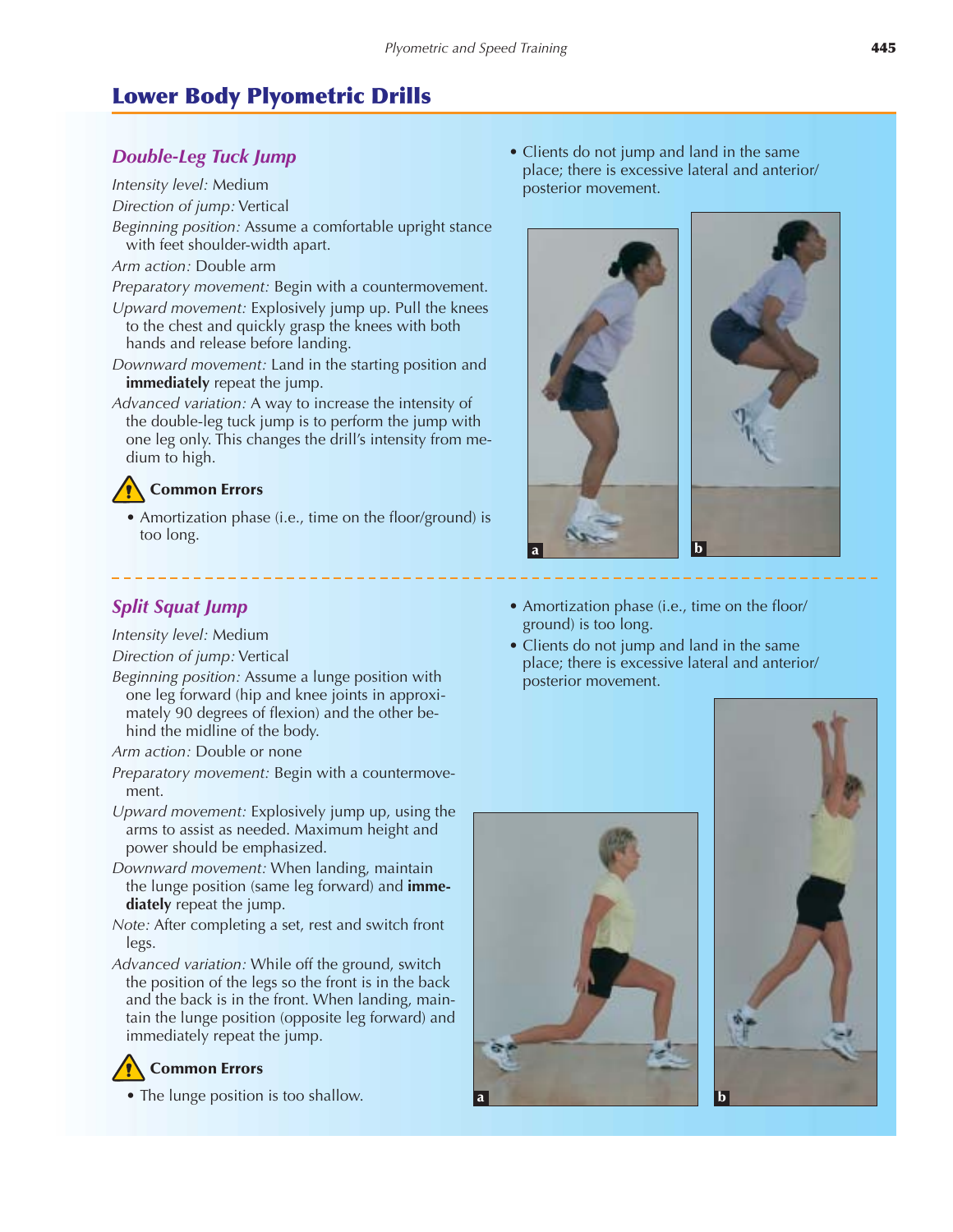## Lower Body Plyometric Drills

### *Double-Leg Tuck Jump*

*Intensity level:* Medium

*Direction of jump:* Vertical

*Beginning position:* Assume a comfortable upright stance with feet shoulder-width apart.

*Arm action:* Double arm

*Preparatory movement:* Begin with a countermovement.

*Upward movement:* Explosively jump up. Pull the knees to the chest and quickly grasp the knees with both hands and release before landing.

*Downward movement:* Land in the starting position and **immediately** repeat the jump.

*Advanced variation:* A way to increase the intensity of the double-leg tuck jump is to perform the jump with one leg only. This changes the drill's intensity from medium to high.

**Common Errors**

- Amortization phase (i.e., time on the floor/ground) is too long.
- Clients do not jump and land in the same place; there is excessive lateral and anterior/posterior movement.

a b

---

### *Split Squat Jump*

*Intensity level:* Medium

*Direction of jump:* Vertical

*Beginning position:* Assume a lunge position with one leg forward (hip and knee joints in approximately 90 degrees of flexion) and the other behind the midline of the body.

*Arm action:* Double or none

*Preparatory movement:* Begin with a countermovement.

*Upward movement:* Explosively jump up, using the arms to assist as needed. Maximum height and power should be emphasized.

*Downward movement:* When landing, maintain the lunge position (same leg forward) and **immediately** repeat the jump.

*Note:* After completing a set, rest and switch front legs.

*Advanced variation:* While off the ground, switch the position of the legs so the front is in the back and the back is in the front. When landing, maintain the lunge position (opposite leg forward) and immediately repeat the jump.

**Common Errors**

- The lunge position is too shallow.
- Amortization phase (i.e., time on the floor/ground) is too long.
- Clients do not jump and land in the same place; there is excessive lateral and anterior/posterior movement.

a b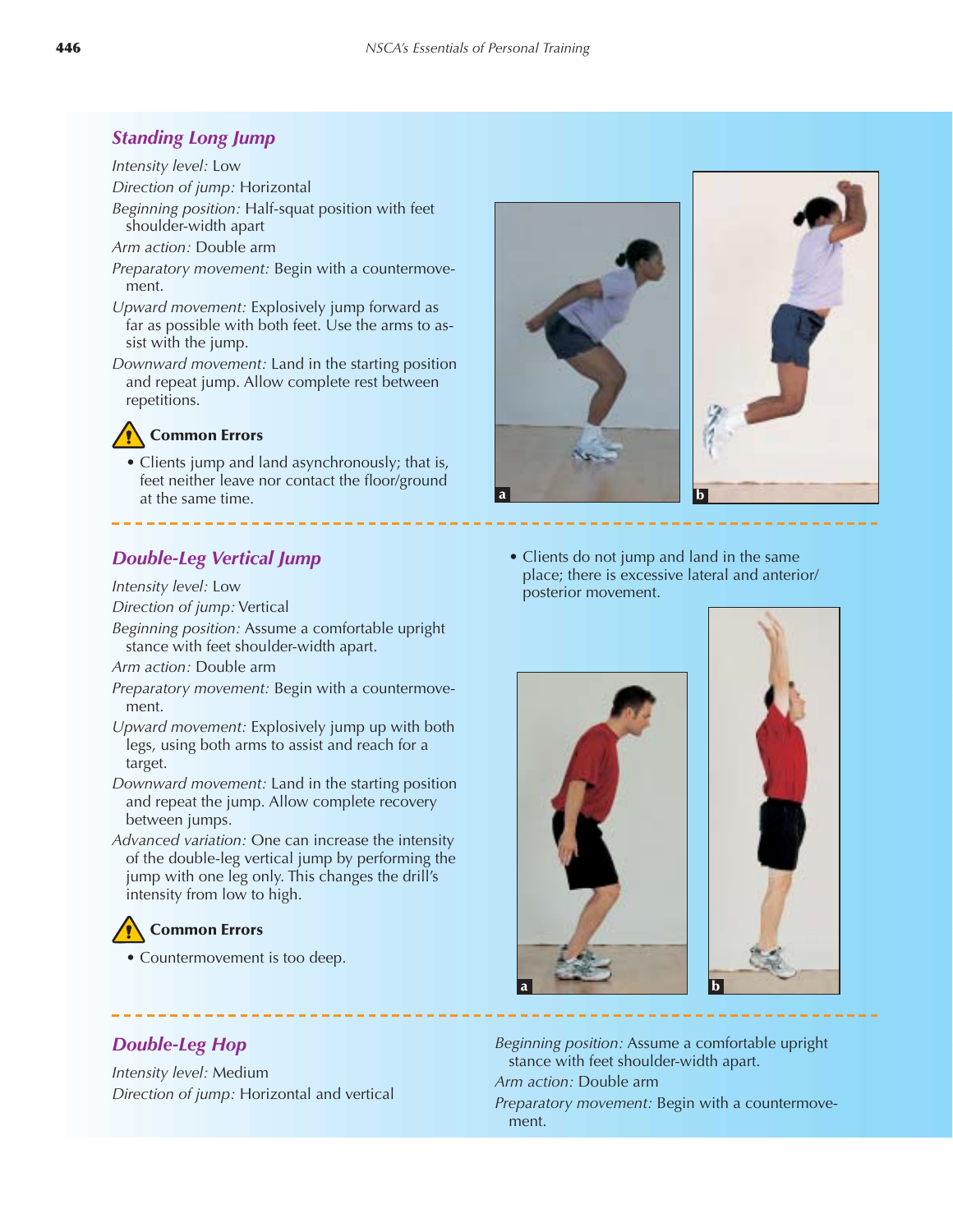### Standing Long Jump

*Intensity level:* Low

*Direction of jump:* Horizontal

*Beginning position:* Half-squat position with feet shoulder-width apart

*Arm action:* Double arm

*Preparatory movement:* Begin with a countermovement.

*Upward movement:* Explosively jump forward as far as possible with both feet. Use the arms to assist with the jump.

*Downward movement:* Land in the starting position and repeat jump. Allow complete rest between repetitions.

**Common Errors**

- Clients jump and land asynchronously; that is, feet neither leave nor contact the floor/ground at the same time.

### Double-Leg Vertical Jump

*Intensity level:* Low

*Direction of jump:* Vertical

*Beginning position:* Assume a comfortable upright stance with feet shoulder-width apart.

*Arm action:* Double arm

*Preparatory movement:* Begin with a countermovement.

*Upward movement:* Explosively jump up with both legs, using both arms to assist and reach for a target.

*Downward movement:* Land in the starting position and repeat the jump. Allow complete recovery between jumps.

*Advanced variation:* One can increase the intensity of the double-leg vertical jump by performing the jump with one leg only. This changes the drill's intensity from low to high.

**Common Errors**

- Countermovement is too deep.
- Clients do not jump and land in the same place; there is excessive lateral and anterior/posterior movement.

### Double-Leg Hop

*Intensity level:* Medium

*Direction of jump:* Horizontal and vertical

*Beginning position:* Assume a comfortable upright stance with feet shoulder-width apart.

*Arm action:* Double arm

*Preparatory movement:* Begin with a countermovement.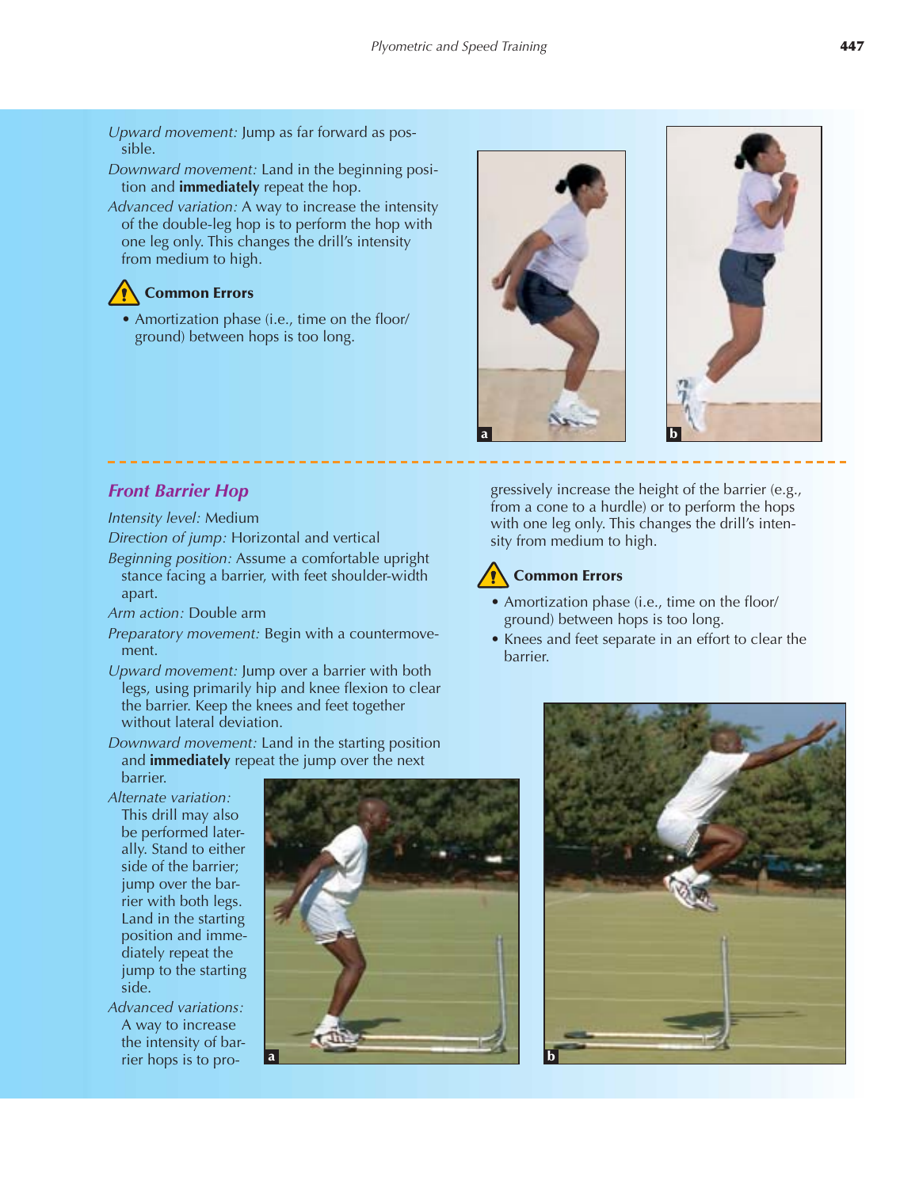*Upward movement:* Jump as far forward as possible.

*Downward movement:* Land in the beginning position and **immediately** repeat the hop.

*Advanced variation:* A way to increase the intensity of the double-leg hop is to perform the hop with one leg only. This changes the drill's intensity from medium to high.

**Common Errors**

- Amortization phase (i.e., time on the floor/ground) between hops is too long.

## *Front Barrier Hop*

*Intensity level:* Medium

*Direction of jump:* Horizontal and vertical

*Beginning position:* Assume a comfortable upright stance facing a barrier, with feet shoulder-width apart.

*Arm action:* Double arm

*Preparatory movement:* Begin with a countermovement.

*Upward movement:* Jump over a barrier with both legs, using primarily hip and knee flexion to clear the barrier. Keep the knees and feet together without lateral deviation.

*Downward movement:* Land in the starting position and **immediately** repeat the jump over the next barrier.

*Alternate variation:* This drill may also be performed laterally. Stand to either side of the barrier; jump over the barrier with both legs. Land in the starting position and immediately repeat the jump to the starting side.

*Advanced variations:* A way to increase the intensity of barrier hops is to progressively increase the height of the barrier (e.g., from a cone to a hurdle) or to perform the hops with one leg only. This changes the drill's intensity from medium to high.

**Common Errors**

- Amortization phase (i.e., time on the floor/ground) between hops is too long.
- Knees and feet separate in an effort to clear the barrier.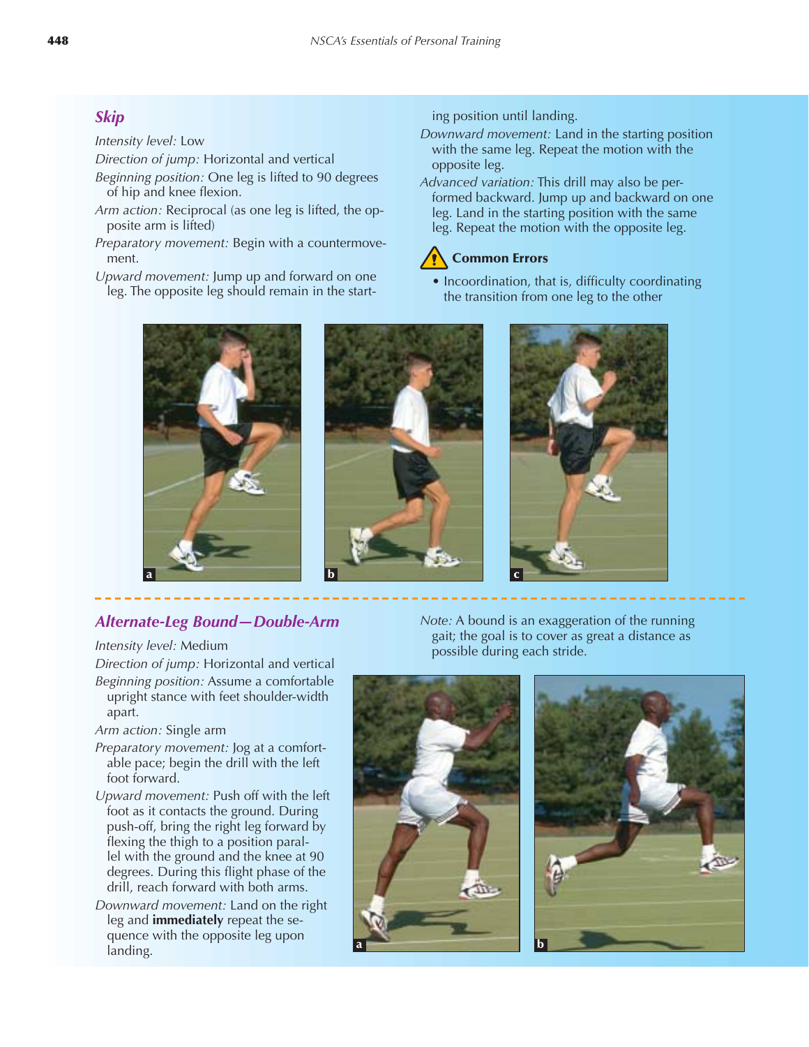## Skip

*Intensity level:* Low

*Direction of jump:* Horizontal and vertical

*Beginning position:* One leg is lifted to 90 degrees of hip and knee flexion.

*Arm action:* Reciprocal (as one leg is lifted, the opposite arm is lifted)

*Preparatory movement:* Begin with a countermovement.

*Upward movement:* Jump up and forward on one leg. The opposite leg should remain in the starting position until landing.

*Downward movement:* Land in the starting position with the same leg. Repeat the motion with the opposite leg.

*Advanced variation:* This drill may also be performed backward. Jump up and backward on one leg. Land in the starting position with the same leg. Repeat the motion with the opposite leg.

**Common Errors**

- Incoordination, that is, difficulty coordinating the transition from one leg to the other

## Alternate-Leg Bound—Double-Arm

*Intensity level:* Medium

*Direction of jump:* Horizontal and vertical

*Beginning position:* Assume a comfortable upright stance with feet shoulder-width apart.

*Arm action:* Single arm

*Preparatory movement:* Jog at a comfortable pace; begin the drill with the left foot forward.

*Upward movement:* Push off with the left foot as it contacts the ground. During push-off, bring the right leg forward by flexing the thigh to a position parallel with the ground and the knee at 90 degrees. During this flight phase of the drill, reach forward with both arms.

*Downward movement:* Land on the right leg and **immediately** repeat the sequence with the opposite leg upon landing.

*Note:* A bound is an exaggeration of the running gait; the goal is to cover as great a distance as possible during each stride.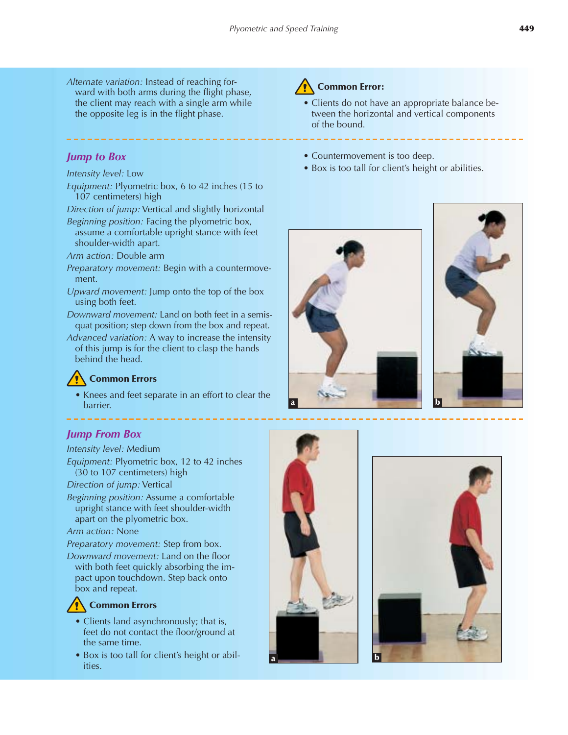*Alternate variation:* Instead of reaching forward with both arms during the flight phase, the client may reach with a single arm while the opposite leg is in the flight phase.

**Common Error:**

- Clients do not have an appropriate balance between the horizontal and vertical components of the bound.

## *Jump to Box*

*Intensity level:* Low

*Equipment:* Plyometric box, 6 to 42 inches (15 to 107 centimeters) high

*Direction of jump:* Vertical and slightly horizontal

*Beginning position:* Facing the plyometric box, assume a comfortable upright stance with feet shoulder-width apart.

*Arm action:* Double arm

*Preparatory movement:* Begin with a countermovement.

*Upward movement:* Jump onto the top of the box using both feet.

*Downward movement:* Land on both feet in a semisquat position; step down from the box and repeat.

*Advanced variation:* A way to increase the intensity of this jump is for the client to clasp the hands behind the head.

**Common Errors**

- Knees and feet separate in an effort to clear the barrier.
- Countermovement is too deep.
- Box is too tall for client's height or abilities.

## *Jump From Box*

*Intensity level:* Medium

*Equipment:* Plyometric box, 12 to 42 inches (30 to 107 centimeters) high

*Direction of jump:* Vertical

*Beginning position:* Assume a comfortable upright stance with feet shoulder-width apart on the plyometric box.

*Arm action:* None

*Preparatory movement:* Step from box.

*Downward movement:* Land on the floor with both feet quickly absorbing the impact upon touchdown. Step back onto box and repeat.

**Common Errors**

- Clients land asynchronously; that is, feet do not contact the floor/ground at the same time.
- Box is too tall for client's height or abilities.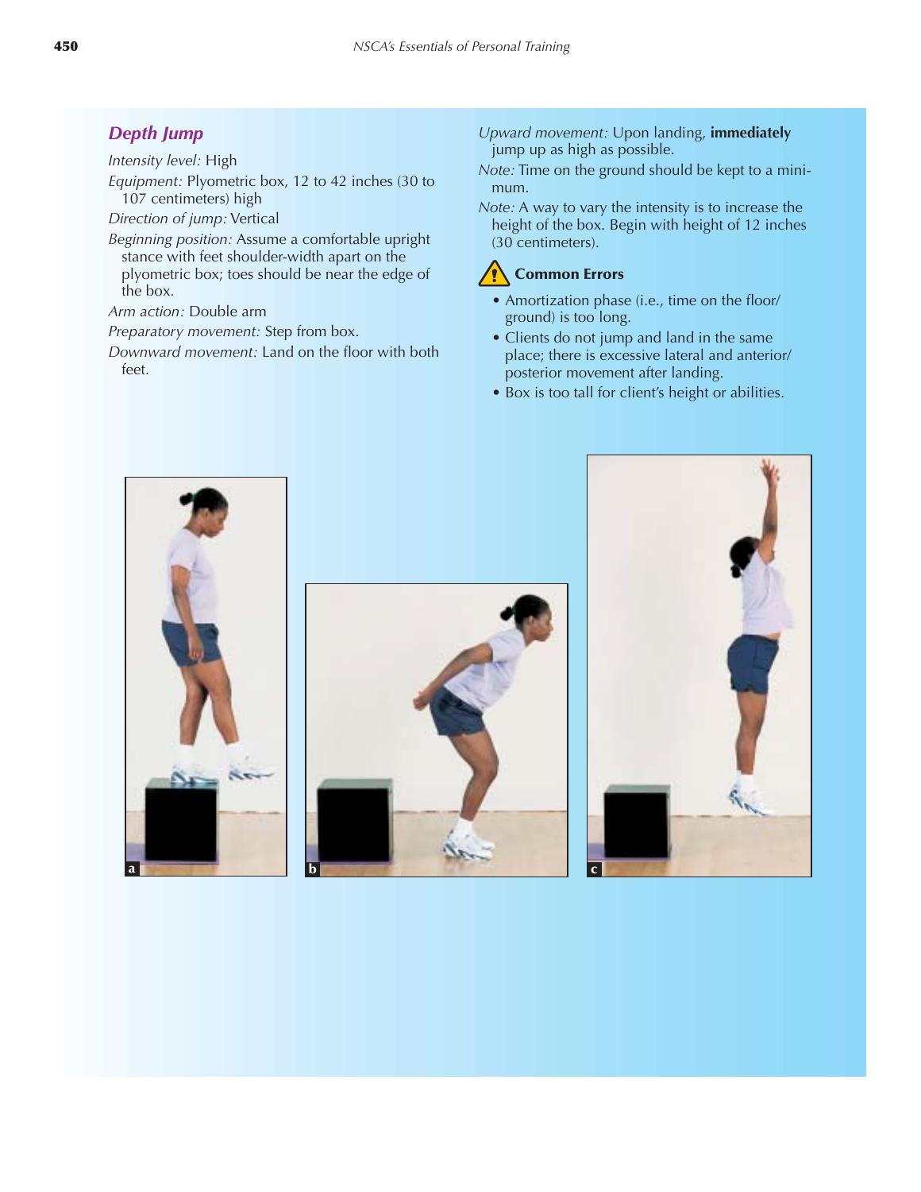## *Depth Jump*

*Intensity level:* High

*Equipment:* Plyometric box, 12 to 42 inches (30 to 107 centimeters) high

*Direction of jump:* Vertical

*Beginning position:* Assume a comfortable upright stance with feet shoulder-width apart on the plyometric box; toes should be near the edge of the box.

*Arm action:* Double arm

*Preparatory movement:* Step from box.

*Downward movement:* Land on the floor with both feet.

*Upward movement:* Upon landing, **immediately** jump up as high as possible.

*Note:* Time on the ground should be kept to a minimum.

*Note:* A way to vary the intensity is to increase the height of the box. Begin with height of 12 inches (30 centimeters).

### Common Errors

- Amortization phase (i.e., time on the floor/ground) is too long.
- Clients do not jump and land in the same place; there is excessive lateral and anterior/posterior movement after landing.
- Box is too tall for client's height or abilities.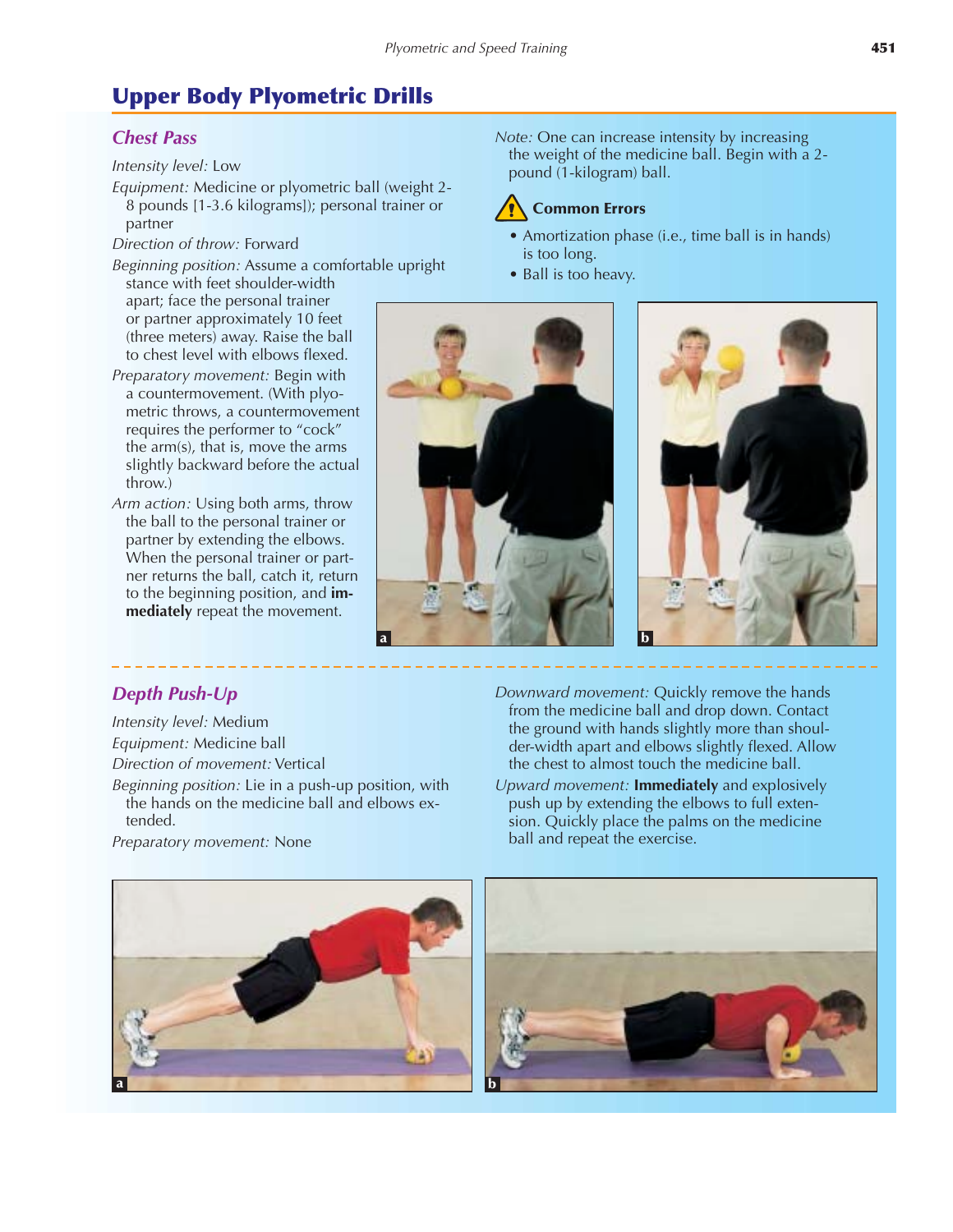## Upper Body Plyometric Drills

### Chest Pass

*Intensity level:* Low

*Equipment:* Medicine or plyometric ball (weight 2-8 pounds [1-3.6 kilograms]); personal trainer or partner

*Direction of throw:* Forward

*Beginning position:* Assume a comfortable upright stance with feet shoulder-width apart; face the personal trainer or partner approximately 10 feet (three meters) away. Raise the ball to chest level with elbows flexed.

*Preparatory movement:* Begin with a countermovement. (With plyometric throws, a countermovement requires the performer to "cock" the arm(s), that is, move the arms slightly backward before the actual throw.)

*Arm action:* Using both arms, throw the ball to the personal trainer or partner by extending the elbows. When the personal trainer or partner returns the ball, catch it, return to the beginning position, and **immediately** repeat the movement.

*Note:* One can increase intensity by increasing the weight of the medicine ball. Begin with a 2-pound (1-kilogram) ball.

**Common Errors**

- Amortization phase (i.e., time ball is in hands) is too long.
- Ball is too heavy.

### Depth Push-Up

*Intensity level:* Medium

*Equipment:* Medicine ball

*Direction of movement:* Vertical

*Beginning position:* Lie in a push-up position, with the hands on the medicine ball and elbows extended.

*Preparatory movement:* None

*Downward movement:* Quickly remove the hands from the medicine ball and drop down. Contact the ground with hands slightly more than shoulder-width apart and elbows slightly flexed. Allow the chest to almost touch the medicine ball.

*Upward movement:* **Immediately** and explosively push up by extending the elbows to full extension. Quickly place the palms on the medicine ball and repeat the exercise.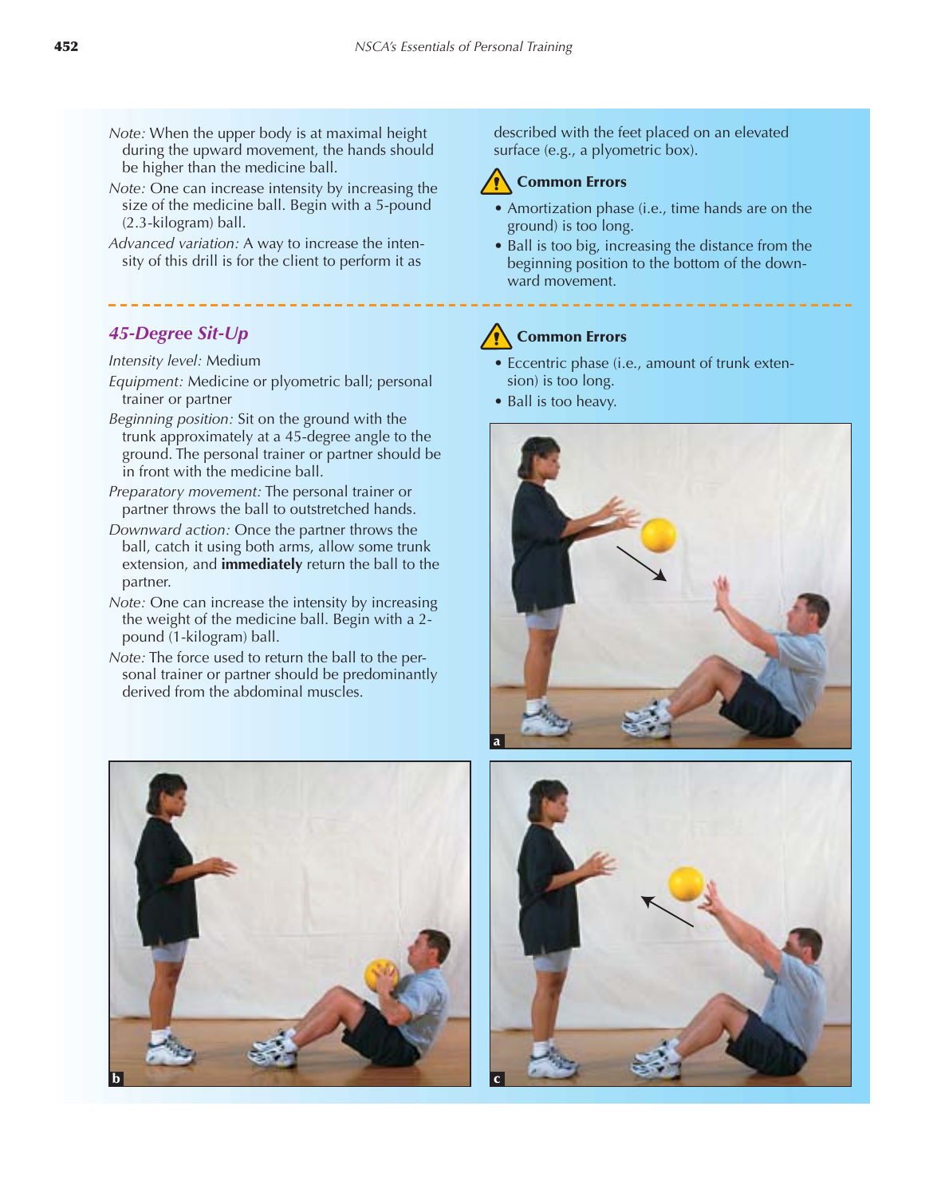*Note:* When the upper body is at maximal height during the upward movement, the hands should be higher than the medicine ball.

*Note:* One can increase intensity by increasing the size of the medicine ball. Begin with a 5-pound (2.3-kilogram) ball.

*Advanced variation:* A way to increase the intensity of this drill is for the client to perform it as described with the feet placed on an elevated surface (e.g., a plyometric box).

**Common Errors**

- Amortization phase (i.e., time hands are on the ground) is too long.
- Ball is too big, increasing the distance from the beginning position to the bottom of the downward movement.

## 45-Degree Sit-Up

*Intensity level:* Medium

*Equipment:* Medicine or plyometric ball; personal trainer or partner

*Beginning position:* Sit on the ground with the trunk approximately at a 45-degree angle to the ground. The personal trainer or partner should be in front with the medicine ball.

*Preparatory movement:* The personal trainer or partner throws the ball to outstretched hands.

*Downward action:* Once the partner throws the ball, catch it using both arms, allow some trunk extension, and **immediately** return the ball to the partner.

*Note:* One can increase the intensity by increasing the weight of the medicine ball. Begin with a 2-pound (1-kilogram) ball.

*Note:* The force used to return the ball to the personal trainer or partner should be predominantly derived from the abdominal muscles.

**Common Errors**

- Eccentric phase (i.e., amount of trunk extension) is too long.
- Ball is too heavy.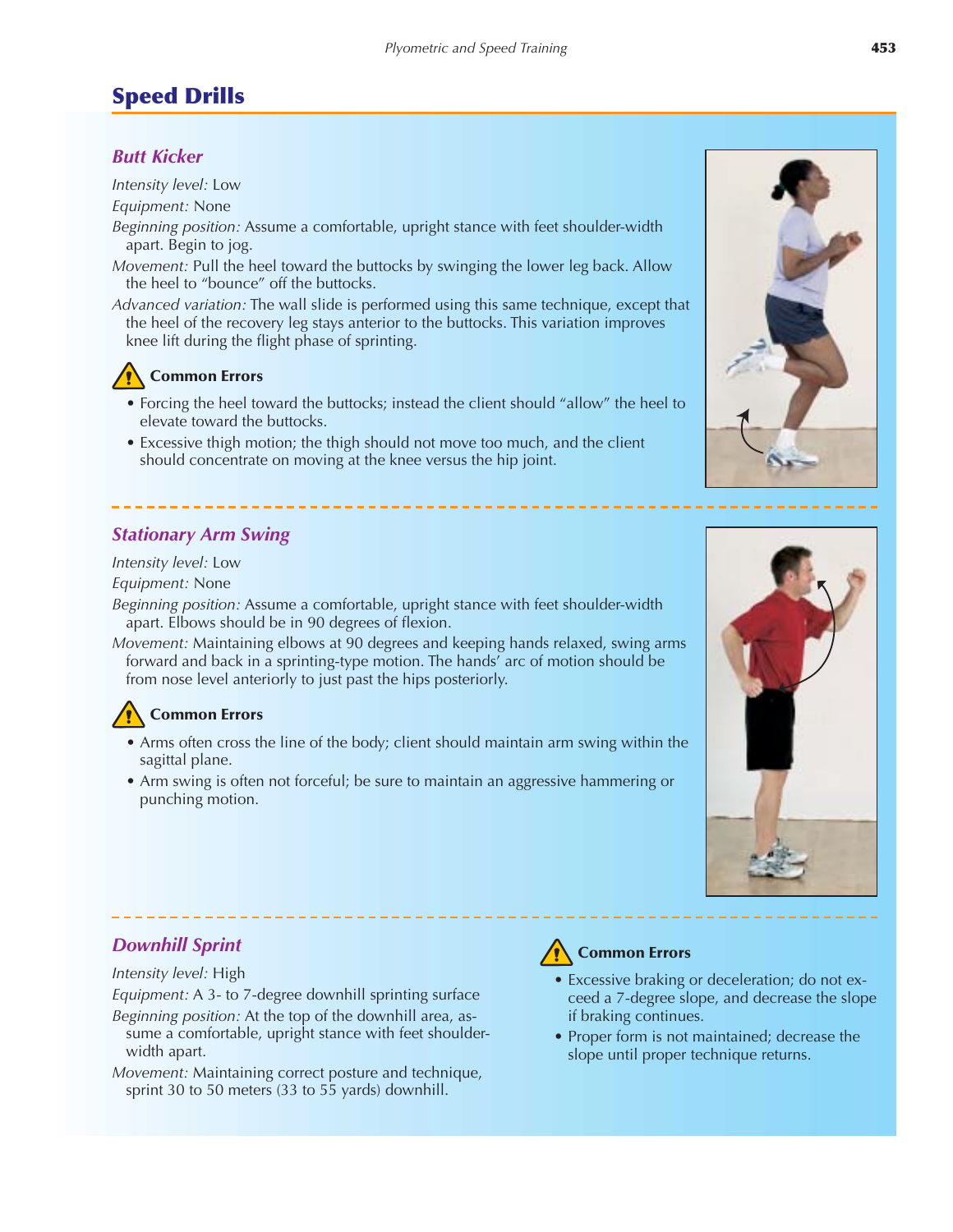## Speed Drills

### *Butt Kicker*

*Intensity level:* Low

*Equipment:* None

*Beginning position:* Assume a comfortable, upright stance with feet shoulder-width apart. Begin to jog.

*Movement:* Pull the heel toward the buttocks by swinging the lower leg back. Allow the heel to "bounce" off the buttocks.

*Advanced variation:* The wall slide is performed using this same technique, except that the heel of the recovery leg stays anterior to the buttocks. This variation improves knee lift during the flight phase of sprinting.

**Common Errors**

- Forcing the heel toward the buttocks; instead the client should "allow" the heel to elevate toward the buttocks.
- Excessive thigh motion; the thigh should not move too much, and the client should concentrate on moving at the knee versus the hip joint.

### *Stationary Arm Swing*

*Intensity level:* Low

*Equipment:* None

*Beginning position:* Assume a comfortable, upright stance with feet shoulder-width apart. Elbows should be in 90 degrees of flexion.

*Movement:* Maintaining elbows at 90 degrees and keeping hands relaxed, swing arms forward and back in a sprinting-type motion. The hands' arc of motion should be from nose level anteriorly to just past the hips posteriorly.

**Common Errors**

- Arms often cross the line of the body; client should maintain arm swing within the sagittal plane.
- Arm swing is often not forceful; be sure to maintain an aggressive hammering or punching motion.

### *Downhill Sprint*

*Intensity level:* High

*Equipment:* A 3- to 7-degree downhill sprinting surface

*Beginning position:* At the top of the downhill area, assume a comfortable, upright stance with feet shoulder-width apart.

*Movement:* Maintaining correct posture and technique, sprint 30 to 50 meters (33 to 55 yards) downhill.

**Common Errors**

- Excessive braking or deceleration; do not exceed a 7-degree slope, and decrease the slope if braking continues.
- Proper form is not maintained; decrease the slope until proper technique returns.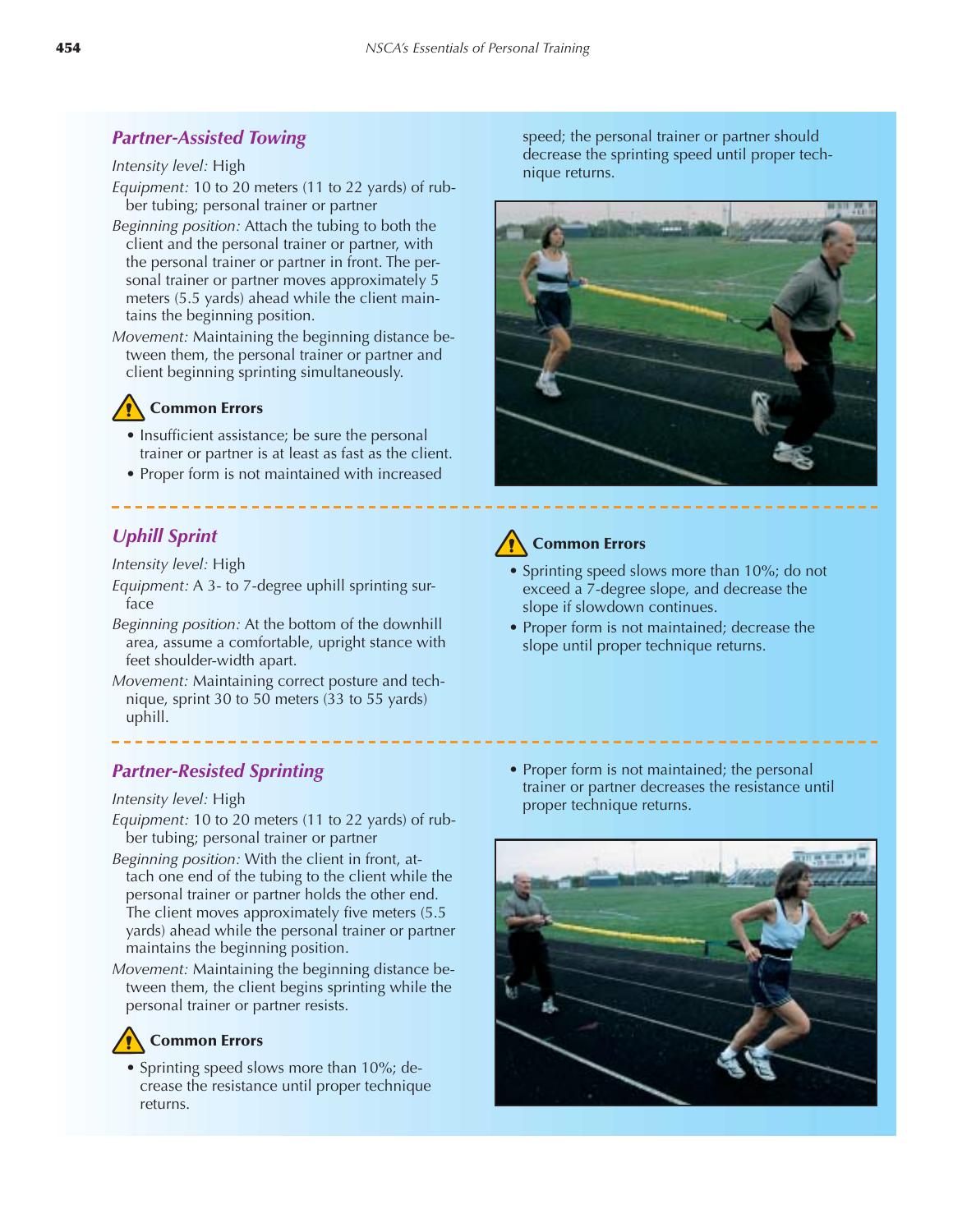### *Partner-Assisted Towing*

*Intensity level:* High

*Equipment:* 10 to 20 meters (11 to 22 yards) of rubber tubing; personal trainer or partner

*Beginning position:* Attach the tubing to both the client and the personal trainer or partner, with the personal trainer or partner in front. The personal trainer or partner moves approximately 5 meters (5.5 yards) ahead while the client maintains the beginning position.

*Movement:* Maintaining the beginning distance between them, the personal trainer or partner and client beginning sprinting simultaneously.

**Common Errors**

- Insufficient assistance; be sure the personal trainer or partner is at least as fast as the client.
- Proper form is not maintained with increased speed; the personal trainer or partner should decrease the sprinting speed until proper technique returns.

### *Uphill Sprint*

*Intensity level:* High

*Equipment:* A 3- to 7-degree uphill sprinting surface

*Beginning position:* At the bottom of the downhill area, assume a comfortable, upright stance with feet shoulder-width apart.

*Movement:* Maintaining correct posture and technique, sprint 30 to 50 meters (33 to 55 yards) uphill.

**Common Errors**

- Sprinting speed slows more than 10%; do not exceed a 7-degree slope, and decrease the slope if slowdown continues.
- Proper form is not maintained; decrease the slope until proper technique returns.

### *Partner-Resisted Sprinting*

*Intensity level:* High

*Equipment:* 10 to 20 meters (11 to 22 yards) of rubber tubing; personal trainer or partner

*Beginning position:* With the client in front, attach one end of the tubing to the client while the personal trainer or partner holds the other end. The client moves approximately five meters (5.5 yards) ahead while the personal trainer or partner maintains the beginning position.

*Movement:* Maintaining the beginning distance between them, the client begins sprinting while the personal trainer or partner resists.

**Common Errors**

- Sprinting speed slows more than 10%; decrease the resistance until proper technique returns.
- Proper form is not maintained; the personal trainer or partner decreases the resistance until proper technique returns.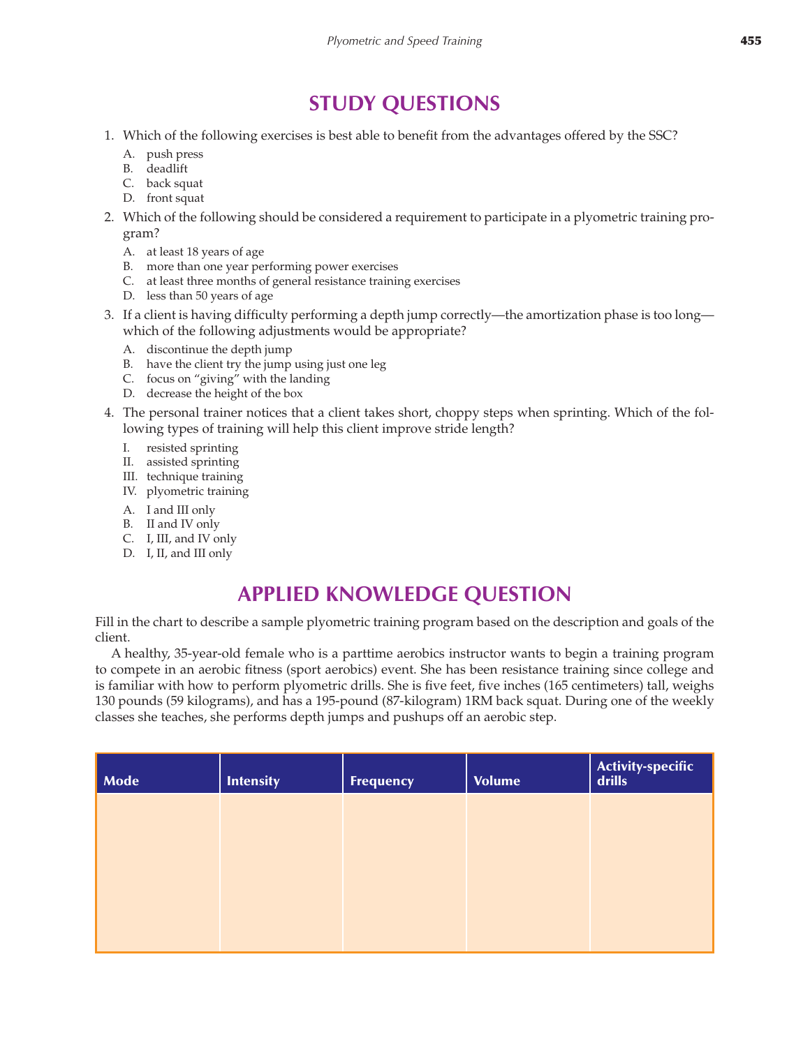## STUDY QUESTIONS

1. Which of the following exercises is best able to benefit from the advantages offered by the SSC?
   - A. push press
   - B. deadlift
   - C. back squat
   - D. front squat
2. Which of the following should be considered a requirement to participate in a plyometric training program?
   - A. at least 18 years of age
   - B. more than one year performing power exercises
   - C. at least three months of general resistance training exercises
   - D. less than 50 years of age
3. If a client is having difficulty performing a depth jump correctly—the amortization phase is too long—which of the following adjustments would be appropriate?
   - A. discontinue the depth jump
   - B. have the client try the jump using just one leg
   - C. focus on "giving" with the landing
   - D. decrease the height of the box
4. The personal trainer notices that a client takes short, choppy steps when sprinting. Which of the following types of training will help this client improve stride length?
   - I. resisted sprinting
   - II. assisted sprinting
   - III. technique training
   - IV. plyometric training

   - A. I and III only
   - B. II and IV only
   - C. I, III, and IV only
   - D. I, II, and III only

## APPLIED KNOWLEDGE QUESTION

Fill in the chart to describe a sample plyometric training program based on the description and goals of the client.

A healthy, 35-year-old female who is a parttime aerobics instructor wants to begin a training program to compete in an aerobic fitness (sport aerobics) event. She has been resistance training since college and is familiar with how to perform plyometric drills. She is five feet, five inches (165 centimeters) tall, weighs 130 pounds (59 kilograms), and has a 195-pound (87-kilogram) 1RM back squat. During one of the weekly classes she teaches, she performs depth jumps and pushups off an aerobic step.

| Mode | Intensity | Frequency | Volume | Activity-specific drills |
|---|---|---|---|---|
| | | | | |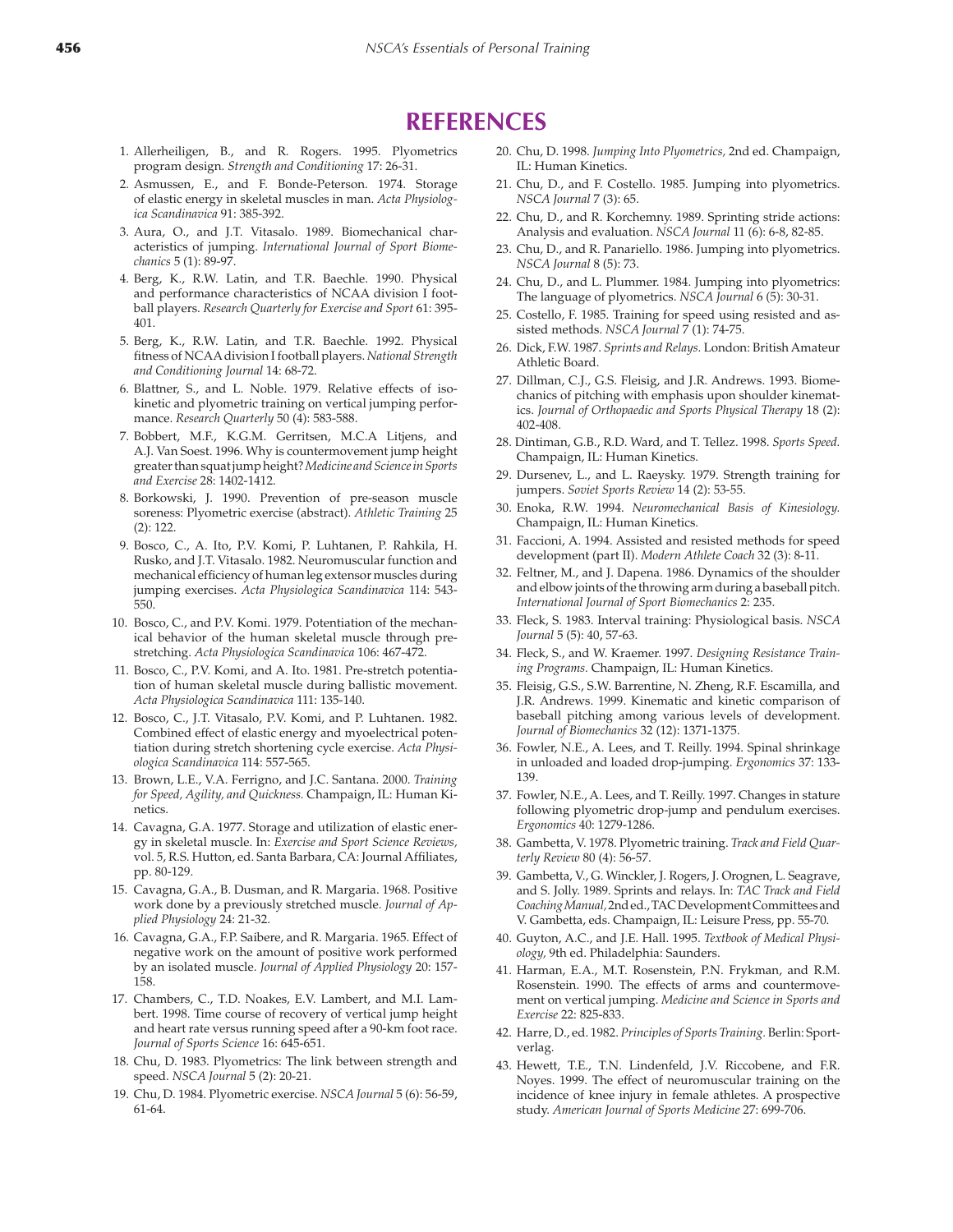# REFERENCES

1. Allerheiligen, B., and R. Rogers. 1995. Plyometrics program design. *Strength and Conditioning* 17: 26-31.
2. Asmussen, E., and F. Bonde-Peterson. 1974. Storage of elastic energy in skeletal muscles in man. *Acta Physiologica Scandinavica* 91: 385-392.
3. Aura, O., and J.T. Vitasalo. 1989. Biomechanical characteristics of jumping. *International Journal of Sport Biomechanics* 5 (1): 89-97.
4. Berg, K., R.W. Latin, and T.R. Baechle. 1990. Physical and performance characteristics of NCAA division I football players. *Research Quarterly for Exercise and Sport* 61: 395-401.
5. Berg, K., R.W. Latin, and T.R. Baechle. 1992. Physical fitness of NCAA division I football players. *National Strength and Conditioning Journal* 14: 68-72.
6. Blattner, S., and L. Noble. 1979. Relative effects of isokinetic and plyometric training on vertical jumping performance. *Research Quarterly* 50 (4): 583-588.
7. Bobbert, M.F., K.G.M. Gerritsen, M.C.A Litjens, and A.J. Van Soest. 1996. Why is countermovement jump height greater than squat jump height? *Medicine and Science in Sports and Exercise* 28: 1402-1412.
8. Borkowski, J. 1990. Prevention of pre-season muscle soreness: Plyometric exercise (abstract). *Athletic Training* 25 (2): 122.
9. Bosco, C., A. Ito, P.V. Komi, P. Luhtanen, P. Rahkila, H. Rusko, and J.T. Vitasalo. 1982. Neuromuscular function and mechanical efficiency of human leg extensor muscles during jumping exercises. *Acta Physiologica Scandinavica* 114: 543-550.
10. Bosco, C., and P.V. Komi. 1979. Potentiation of the mechanical behavior of the human skeletal muscle through prestretching. *Acta Physiologica Scandinavica* 106: 467-472.
11. Bosco, C., P.V. Komi, and A. Ito. 1981. Pre-stretch potentiation of human skeletal muscle during ballistic movement. *Acta Physiologica Scandinavica* 111: 135-140.
12. Bosco, C., J.T. Vitasalo, P.V. Komi, and P. Luhtanen. 1982. Combined effect of elastic energy and myoelectrical potentiation during stretch shortening cycle exercise. *Acta Physiologica Scandinavica* 114: 557-565.
13. Brown, L.E., V.A. Ferrigno, and J.C. Santana. 2000. *Training for Speed, Agility, and Quickness.* Champaign, IL: Human Kinetics.
14. Cavagna, G.A. 1977. Storage and utilization of elastic energy in skeletal muscle. In: *Exercise and Sport Science Reviews,* vol. 5, R.S. Hutton, ed. Santa Barbara, CA: Journal Affiliates, pp. 80-129.
15. Cavagna, G.A., B. Dusman, and R. Margaria. 1968. Positive work done by a previously stretched muscle. *Journal of Applied Physiology* 24: 21-32.
16. Cavagna, G.A., F.P. Saibere, and R. Margaria. 1965. Effect of negative work on the amount of positive work performed by an isolated muscle. *Journal of Applied Physiology* 20: 157-158.
17. Chambers, C., T.D. Noakes, E.V. Lambert, and M.I. Lambert. 1998. Time course of recovery of vertical jump height and heart rate versus running speed after a 90-km foot race. *Journal of Sports Science* 16: 645-651.
18. Chu, D. 1983. Plyometrics: The link between strength and speed. *NSCA Journal* 5 (2): 20-21.
19. Chu, D. 1984. Plyometric exercise. *NSCA Journal* 5 (6): 56-59, 61-64.
20. Chu, D. 1998. *Jumping Into Plyometrics,* 2nd ed. Champaign, IL: Human Kinetics.
21. Chu, D., and F. Costello. 1985. Jumping into plyometrics. *NSCA Journal* 7 (3): 65.
22. Chu, D., and R. Korchemny. 1989. Sprinting stride actions: Analysis and evaluation. *NSCA Journal* 11 (6): 6-8, 82-85.
23. Chu, D., and R. Panariello. 1986. Jumping into plyometrics. *NSCA Journal* 8 (5): 73.
24. Chu, D., and L. Plummer. 1984. Jumping into plyometrics: The language of plyometrics. *NSCA Journal* 6 (5): 30-31.
25. Costello, F. 1985. Training for speed using resisted and assisted methods. *NSCA Journal* 7 (1): 74-75.
26. Dick, F.W. 1987. *Sprints and Relays.* London: British Amateur Athletic Board.
27. Dillman, C.J., G.S. Fleisig, and J.R. Andrews. 1993. Biomechanics of pitching with emphasis upon shoulder kinematics. *Journal of Orthopaedic and Sports Physical Therapy* 18 (2): 402-408.
28. Dintiman, G.B., R.D. Ward, and T. Tellez. 1998. *Sports Speed.* Champaign, IL: Human Kinetics.
29. Dursenev, L., and L. Raeysky. 1979. Strength training for jumpers. *Soviet Sports Review* 14 (2): 53-55.
30. Enoka, R.W. 1994. *Neuromechanical Basis of Kinesiology.* Champaign, IL: Human Kinetics.
31. Faccioni, A. 1994. Assisted and resisted methods for speed development (part II). *Modern Athlete Coach* 32 (3): 8-11.
32. Feltner, M., and J. Dapena. 1986. Dynamics of the shoulder and elbow joints of the throwing arm during a baseball pitch. *International Journal of Sport Biomechanics* 2: 235.
33. Fleck, S. 1983. Interval training: Physiological basis. *NSCA Journal* 5 (5): 40, 57-63.
34. Fleck, S., and W. Kraemer. 1997. *Designing Resistance Training Programs.* Champaign, IL: Human Kinetics.
35. Fleisig, G.S., S.W. Barrentine, N. Zheng, R.F. Escamilla, and J.R. Andrews. 1999. Kinematic and kinetic comparison of baseball pitching among various levels of development. *Journal of Biomechanics* 32 (12): 1371-1375.
36. Fowler, N.E., A. Lees, and T. Reilly. 1994. Spinal shrinkage in unloaded and loaded drop-jumping. *Ergonomics* 37: 133-139.
37. Fowler, N.E., A. Lees, and T. Reilly. 1997. Changes in stature following plyometric drop-jump and pendulum exercises. *Ergonomics* 40: 1279-1286.
38. Gambetta, V. 1978. Plyometric training. *Track and Field Quarterly Review* 80 (4): 56-57.
39. Gambetta, V., G. Winckler, J. Rogers, J. Orognen, L. Seagrave, and S. Jolly. 1989. Sprints and relays. In: *TAC Track and Field Coaching Manual,* 2nd ed., TAC Development Committees and V. Gambetta, eds. Champaign, IL: Leisure Press, pp. 55-70.
40. Guyton, A.C., and J.E. Hall. 1995. *Textbook of Medical Physiology,* 9th ed. Philadelphia: Saunders.
41. Harman, E.A., M.T. Rosenstein, P.N. Frykman, and R.M. Rosenstein. 1990. The effects of arms and countermovement on vertical jumping. *Medicine and Science in Sports and Exercise* 22: 825-833.
42. Harre, D., ed. 1982. *Principles of Sports Training.* Berlin: Sportverlag.
43. Hewett, T.E., T.N. Lindenfeld, J.V. Riccobene, and F.R. Noyes. 1999. The effect of neuromuscular training on the incidence of knee injury in female athletes. A prospective study. *American Journal of Sports Medicine* 27: 699-706.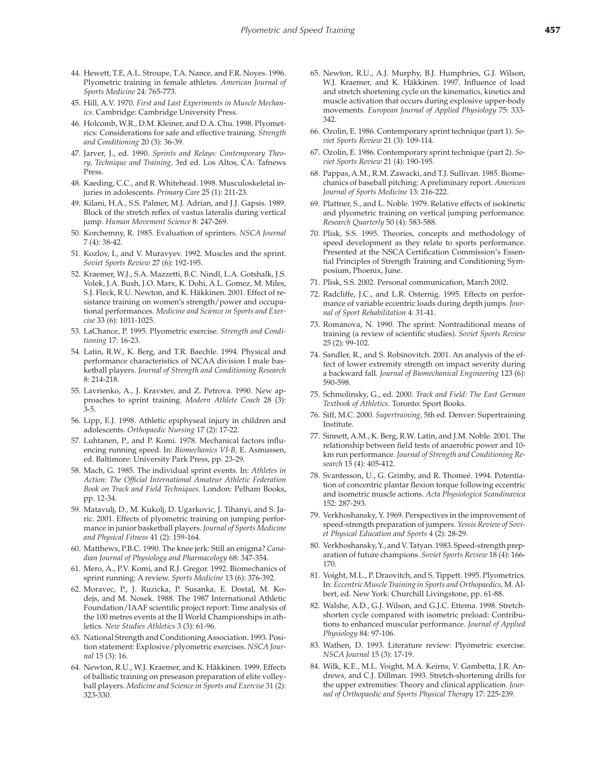44. Hewett, T.E, A.L. Stroupe, T.A. Nance, and F.R. Noyes. 1996. Plyometric training in female athletes. *American Journal of Sports Medicine* 24: 765-773.
45. Hill, A.V. 1970. *First and Last Experiments in Muscle Mechanics.* Cambridge: Cambridge University Press.
46. Holcomb, W.R., D.M. Kleiner, and D.A. Chu. 1998. Plyometrics: Considerations for safe and effective training. *Strength and Conditioning* 20 (3): 36-39.
47. Jarver, J., ed. 1990. *Sprints and Relays: Contemporary Theory, Technique and Training,* 3rd ed. Los Altos, CA: Tafnews Press.
48. Kaeding, C.C., and R. Whitehead. 1998. Musculoskeletal injuries in adolescents. *Primary Care* 25 (1): 211-23.
49. Kilani, H.A., S.S. Palmer, M.J. Adrian, and J.J. Gapsis. 1989. Block of the stretch reflex of vastus lateralis during vertical jump. *Human Movement Science* 8: 247-269.
50. Korchemny, R. 1985. Evaluation of sprinters. *NSCA Journal* 7 (4): 38-42.
51. Kozlov, I., and V. Muravyev. 1992. Muscles and the sprint. *Soviet Sports Review* 27 (6): 192-195.
52. Kraemer, W.J., S.A. Mazzetti, B.C. Nindl, L.A. Gotshalk, J.S. Volek, J.A. Bush, J.O. Marx, K. Dohi, A.L. Gomez, M. Miles, S.J. Fleck, R.U. Newton, and K. Häkkinen. 2001. Effect of resistance training on women's strength/power and occupational performances. *Medicine and Science in Sports and Exercise* 33 (6): 1011-1025.
53. LaChance, P. 1995. Plyometric exercise. *Strength and Conditioning* 17: 16-23.
54. Latin, R.W., K. Berg, and T.R. Baechle. 1994. Physical and performance characteristics of NCAA division I male basketball players. *Journal of Strength and Conditioning Research* 8: 214-218.
55. Lavrienko, A., J. Kravstev, and Z. Petrova. 1990. New approaches to sprint training. *Modern Athlete Coach* 28 (3): 3-5.
56. Lipp, E.J. 1998. Athletic epiphyseal injury in children and adolescents. *Orthopaedic Nursing* 17 (2): 17-22.
57. Luhtanen, P., and P. Komi. 1978. Mechanical factors influencing running speed. In: *Biomechanics VI-B,* E. Asmussen, ed. Baltimore: University Park Press, pp. 23-29.
58. Mach, G. 1985. The individual sprint events. In: *Athletes in Action: The Official International Amateur Athletic Federation Book on Track and Field Techniques.* London: Pelham Books, pp. 12-34.
59. Matavulj, D., M. Kukolj, D. Ugarkovic, J. Tihanyi, and S. Jaric. 2001. Effects of plyometric training on jumping performance in junior basketball players. *Journal of Sports Medicine and Physical Fitness* 41 (2): 159-164.
60. Matthews, P.B.C. 1990. The knee jerk: Still an enigma? *Canadian Journal of Physiology and Pharmacology* 68: 347-354.
61. Mero, A., P.V. Komi, and R.J. Gregor. 1992. Biomechanics of sprint running: A review. *Sports Medicine* 13 (6): 376-392.
62. Moravec, P., J. Ruzicka, P. Susanka, E. Dostal, M. Kodejs, and M. Nosek. 1988. The 1987 International Athletic Foundation/IAAF scientific project report: Time analysis of the 100 metres events at the II World Championships in athletics. *New Studies Athletics* 3 (3): 61-96.
63. National Strength and Conditioning Association. 1993. Position statement: Explosive/plyometric exercises. *NSCA Journal* 15 (3): 16.
64. Newton, R.U., W.J. Kraemer, and K. Häkkinen. 1999. Effects of ballistic training on preseason preparation of elite volleyball players. *Medicine and Science in Sports and Exercise* 31 (2): 323-330.
65. Newton, R.U., A.J. Murphy, B.J. Humphries, G.J. Wilson, W.J. Kraemer, and K. Häkkinen. 1997. Influence of load and stretch shortening cycle on the kinematics, kinetics and muscle activation that occurs during explosive upper-body movements. *European Journal of Applied Physiology* 75: 333-342.
66. Ozolin, E. 1986. Contemporary sprint technique (part 1). *Soviet Sports Review* 21 (3): 109-114.
67. Ozolin, E. 1986. Contemporary sprint technique (part 2). *Soviet Sports Review* 21 (4): 190-195.
68. Pappas, A.M., R.M. Zawacki, and T.J. Sullivan. 1985. Biomechanics of baseball pitching: A preliminary report. *American Journal of Sports Medicine* 13: 216-222.
69. Plattner, S., and L. Noble. 1979. Relative effects of isokinetic and plyometric training on vertical jumping performance. *Research Quarterly* 50 (4): 583-588.
70. Plisk, S.S. 1995. Theories, concepts and methodology of speed development as they relate to sports performance. Presented at the NSCA Certification Commission's Essential Principles of Strength Training and Conditioning Symposium, Phoenix, June.
71. Plisk, S.S. 2002. Personal communication, March 2002.
72. Radcliffe, J.C., and L.R. Osternig. 1995. Effects on performance of variable eccentric loads during depth jumps. *Journal of Sport Rehabilitation* 4: 31-41.
73. Romanova, N. 1990. The sprint: Nontraditional means of training (a review of scientific studies). *Soviet Sports Review* 25 (2): 99-102.
74. Sandler, R., and S. Robinovitch. 2001. An analysis of the effect of lower extremity strength on impact severity during a backward fall. *Journal of Biomechanical Engineering* 123 (6): 590-598.
75. Schmolinsky, G., ed. 2000. *Track and Field: The East German Textbook of Athletics.* Toronto: Sport Books.
76. Siff, M.C. 2000. *Supertraining,* 5th ed. Denver: Supertraining Institute.
77. Sinnett, A.M., K. Berg, R.W. Latin, and J.M. Noble. 2001. The relationship between field tests of anaerobic power and 10-km run performance. *Journal of Strength and Conditioning Research* 15 (4): 405-412.
78. Svantesson, U., G. Grimby, and R. Thomeé. 1994. Potentiation of concentric plantar flexion torque following eccentric and isometric muscle actions. *Acta Physiologica Scandinavica* 152: 287-293.
79. Verkhoshansky, Y. 1969. Perspectives in the improvement of speed-strength preparation of jumpers. *Yessis Review of Soviet Physical Education and Sports* 4 (2): 28-29.
80. Verkhoshansky, Y., and V. Tatyan. 1983. Speed-strength preparation of future champions. *Soviet Sports Review* 18 (4): 166-170.
81. Voight, M.L., P. Draovitch, and S. Tippett. 1995. Plyometrics. In: *Eccentric Muscle Training in Sports and Orthopaedics,* M. Albert, ed. New York: Churchill Livingstone, pp. 61-88.
82. Walshe, A.D., G.J. Wilson, and G.J.C. Ettema. 1998. Stretch-shorten cycle compared with isometric preload: Contributions to enhanced muscular performance. *Journal of Applied Physiology* 84: 97-106.
83. Wathen, D. 1993. Literature review: Plyometric exercise. *NSCA Journal* 15 (3): 17-19.
84. Wilk, K.E., M.L. Voight, M.A. Keirns, V. Gambetta, J.R. Andrews, and C.J. Dillman. 1993. Stretch-shortening drills for the upper extremities: Theory and clinical application. *Journal of Orthopaedic and Sports Physical Therapy* 17: 225-239.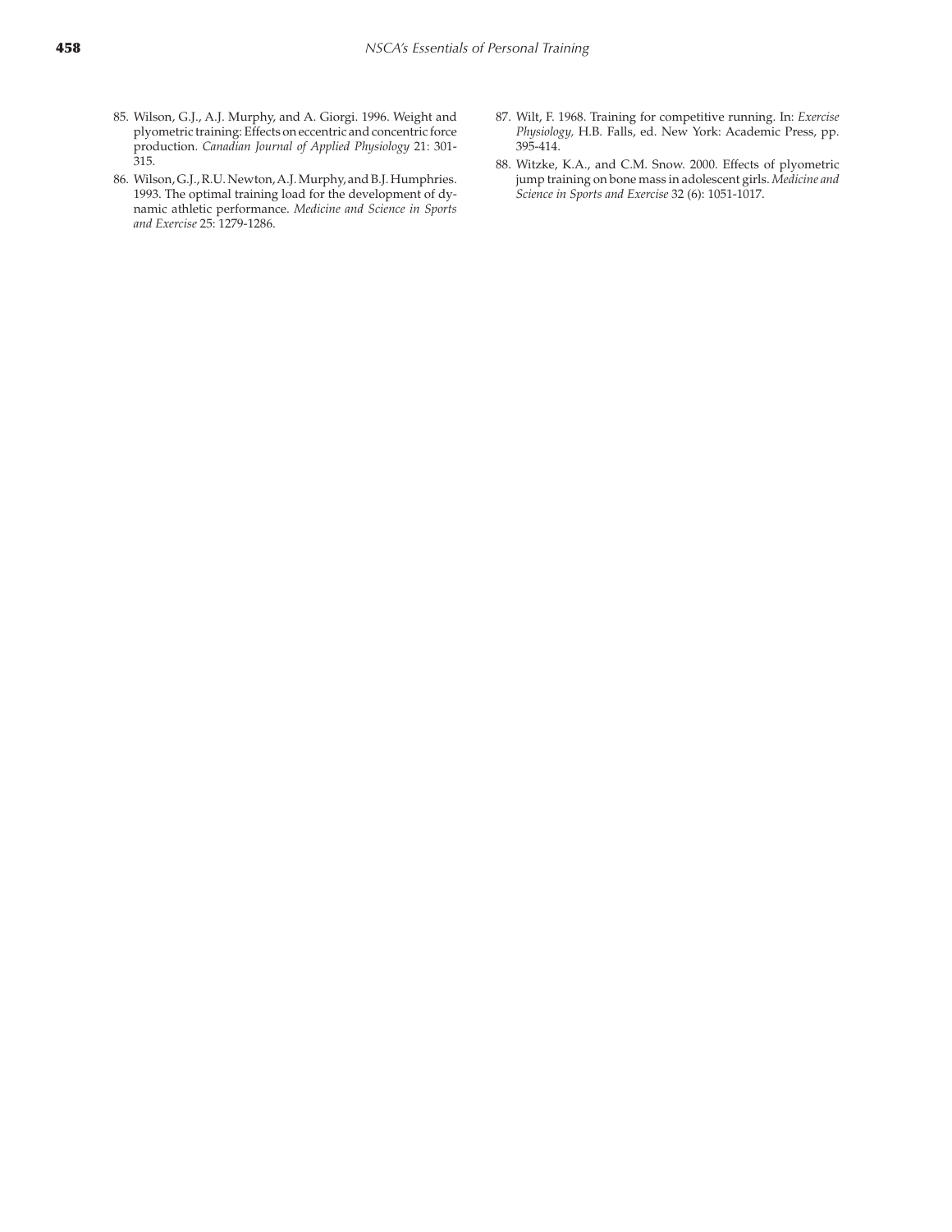85. Wilson, G.J., A.J. Murphy, and A. Giorgi. 1996. Weight and plyometric training: Effects on eccentric and concentric force production. *Canadian Journal of Applied Physiology* 21: 301-315.
86. Wilson, G.J., R.U. Newton, A.J. Murphy, and B.J. Humphries. 1993. The optimal training load for the development of dynamic athletic performance. *Medicine and Science in Sports and Exercise* 25: 1279-1286.
87. Wilt, F. 1968. Training for competitive running. In: *Exercise Physiology,* H.B. Falls, ed. New York: Academic Press, pp. 395-414.
88. Witzke, K.A., and C.M. Snow. 2000. Effects of plyometric jump training on bone mass in adolescent girls. *Medicine and Science in Sports and Exercise* 32 (6): 1051-1017.